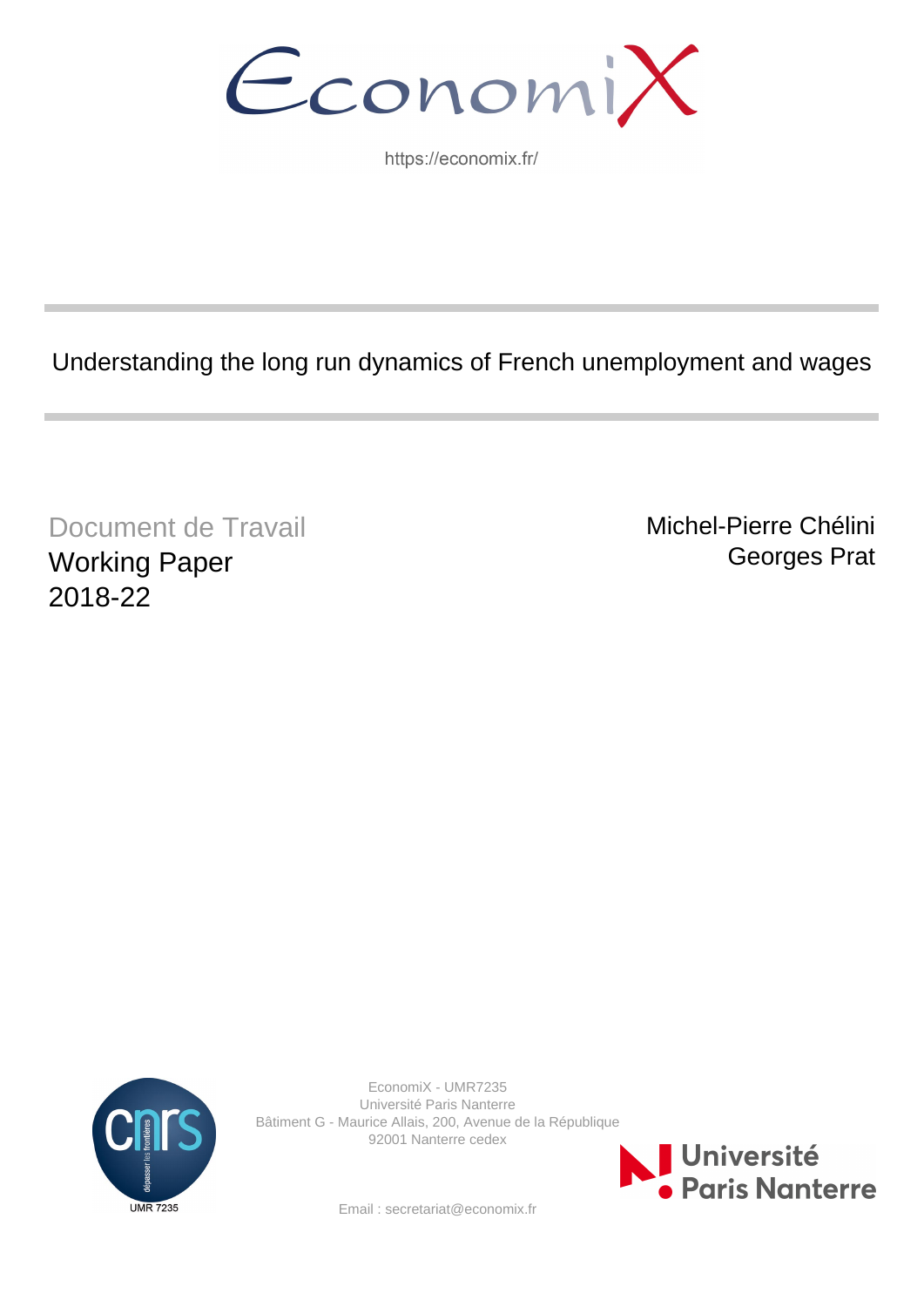EconomiX

https://economix.fr/

# Understanding the long run dynamics of French unemployment and wages

Document de Travail
Working Paper
2018-22

Michel-Pierre Chélini
Georges Prat

EconomiX - UMR7235
Université Paris Nanterre
Bâtiment G - Maurice Allais, 200, Avenue de la République
92001 Nanterre cedex

Email : secretariat@economix.fr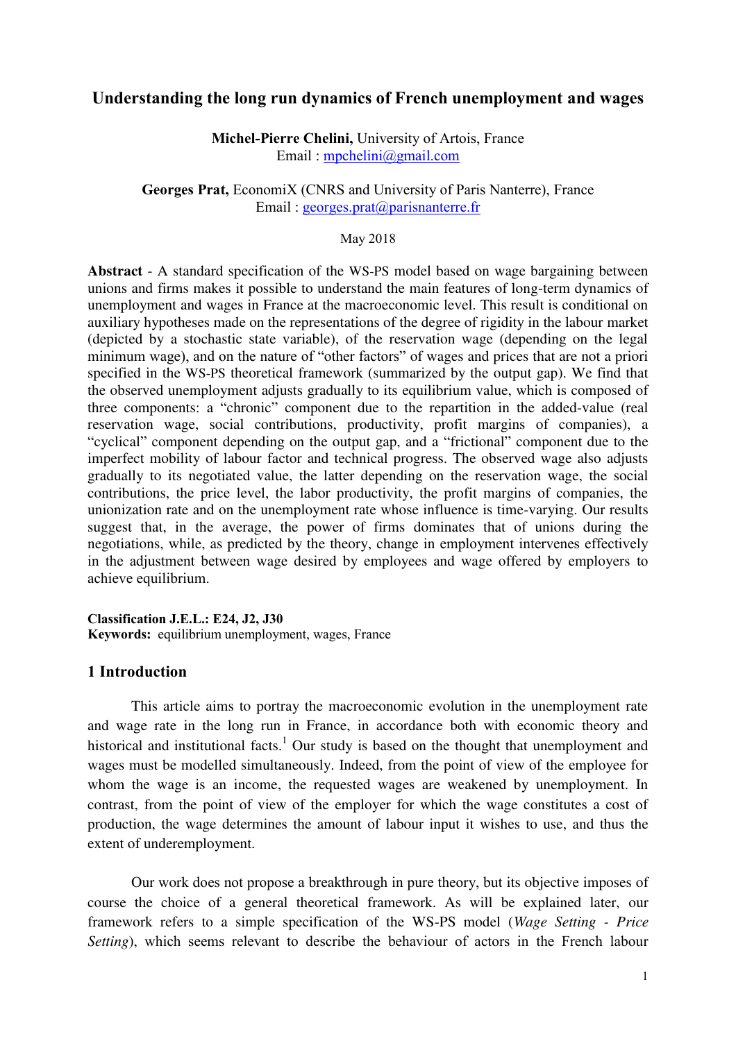# Understanding the long run dynamics of French unemployment and wages

**Michel-Pierre Chelini,** University of Artois, France
Email : mpchelini@gmail.com

**Georges Prat,** EconomiX (CNRS and University of Paris Nanterre), France
Email : georges.prat@parisnanterre.fr

May 2018

**Abstract** - A standard specification of the WS-PS model based on wage bargaining between unions and firms makes it possible to understand the main features of long-term dynamics of unemployment and wages in France at the macroeconomic level. This result is conditional on auxiliary hypotheses made on the representations of the degree of rigidity in the labour market (depicted by a stochastic state variable), of the reservation wage (depending on the legal minimum wage), and on the nature of "other factors" of wages and prices that are not a priori specified in the WS-PS theoretical framework (summarized by the output gap). We find that the observed unemployment adjusts gradually to its equilibrium value, which is composed of three components: a "chronic" component due to the repartition in the added-value (real reservation wage, social contributions, productivity, profit margins of companies), a "cyclical" component depending on the output gap, and a "frictional" component due to the imperfect mobility of labour factor and technical progress. The observed wage also adjusts gradually to its negotiated value, the latter depending on the reservation wage, the social contributions, the price level, the labor productivity, the profit margins of companies, the unionization rate and on the unemployment rate whose influence is time-varying. Our results suggest that, in the average, the power of firms dominates that of unions during the negotiations, while, as predicted by the theory, change in employment intervenes effectively in the adjustment between wage desired by employees and wage offered by employers to achieve equilibrium.

**Classification J.E.L.: E24, J2, J30**
**Keywords:** equilibrium unemployment, wages, France

## 1 Introduction

This article aims to portray the macroeconomic evolution in the unemployment rate and wage rate in the long run in France, in accordance both with economic theory and historical and institutional facts.[1] Our study is based on the thought that unemployment and wages must be modelled simultaneously. Indeed, from the point of view of the employee for whom the wage is an income, the requested wages are weakened by unemployment. In contrast, from the point of view of the employer for which the wage constitutes a cost of production, the wage determines the amount of labour input it wishes to use, and thus the extent of underemployment.

Our work does not propose a breakthrough in pure theory, but its objective imposes of course the choice of a general theoretical framework. As will be explained later, our framework refers to a simple specification of the WS-PS model (*Wage Setting - Price Setting*), which seems relevant to describe the behaviour of actors in the French labour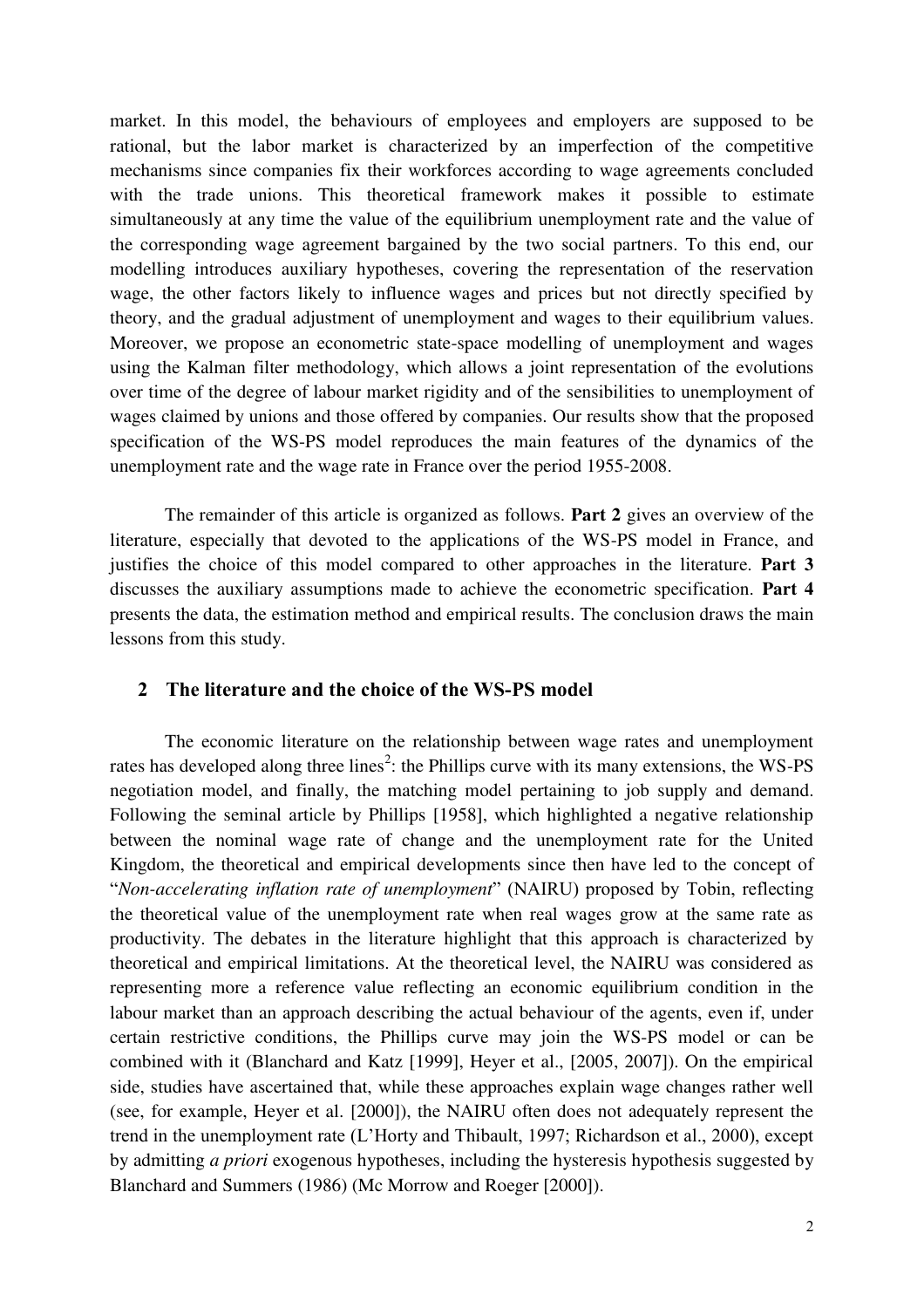market. In this model, the behaviours of employees and employers are supposed to be rational, but the labor market is characterized by an imperfection of the competitive mechanisms since companies fix their workforces according to wage agreements concluded with the trade unions. This theoretical framework makes it possible to estimate simultaneously at any time the value of the equilibrium unemployment rate and the value of the corresponding wage agreement bargained by the two social partners. To this end, our modelling introduces auxiliary hypotheses, covering the representation of the reservation wage, the other factors likely to influence wages and prices but not directly specified by theory, and the gradual adjustment of unemployment and wages to their equilibrium values. Moreover, we propose an econometric state-space modelling of unemployment and wages using the Kalman filter methodology, which allows a joint representation of the evolutions over time of the degree of labour market rigidity and of the sensibilities to unemployment of wages claimed by unions and those offered by companies. Our results show that the proposed specification of the WS-PS model reproduces the main features of the dynamics of the unemployment rate and the wage rate in France over the period 1955-2008.

The remainder of this article is organized as follows. **Part 2** gives an overview of the literature, especially that devoted to the applications of the WS-PS model in France, and justifies the choice of this model compared to other approaches in the literature. **Part 3** discusses the auxiliary assumptions made to achieve the econometric specification. **Part 4** presents the data, the estimation method and empirical results. The conclusion draws the main lessons from this study.

## 2 The literature and the choice of the WS-PS model

The economic literature on the relationship between wage rates and unemployment rates has developed along three lines[2]: the Phillips curve with its many extensions, the WS-PS negotiation model, and finally, the matching model pertaining to job supply and demand. Following the seminal article by Phillips [1958], which highlighted a negative relationship between the nominal wage rate of change and the unemployment rate for the United Kingdom, the theoretical and empirical developments since then have led to the concept of "*Non-accelerating inflation rate of unemployment*" (NAIRU) proposed by Tobin, reflecting the theoretical value of the unemployment rate when real wages grow at the same rate as productivity. The debates in the literature highlight that this approach is characterized by theoretical and empirical limitations. At the theoretical level, the NAIRU was considered as representing more a reference value reflecting an economic equilibrium condition in the labour market than an approach describing the actual behaviour of the agents, even if, under certain restrictive conditions, the Phillips curve may join the WS-PS model or can be combined with it (Blanchard and Katz [1999], Heyer et al., [2005, 2007]). On the empirical side, studies have ascertained that, while these approaches explain wage changes rather well (see, for example, Heyer et al. [2000]), the NAIRU often does not adequately represent the trend in the unemployment rate (L'Horty and Thibault, 1997; Richardson et al., 2000), except by admitting *a priori* exogenous hypotheses, including the hysteresis hypothesis suggested by Blanchard and Summers (1986) (Mc Morrow and Roeger [2000]).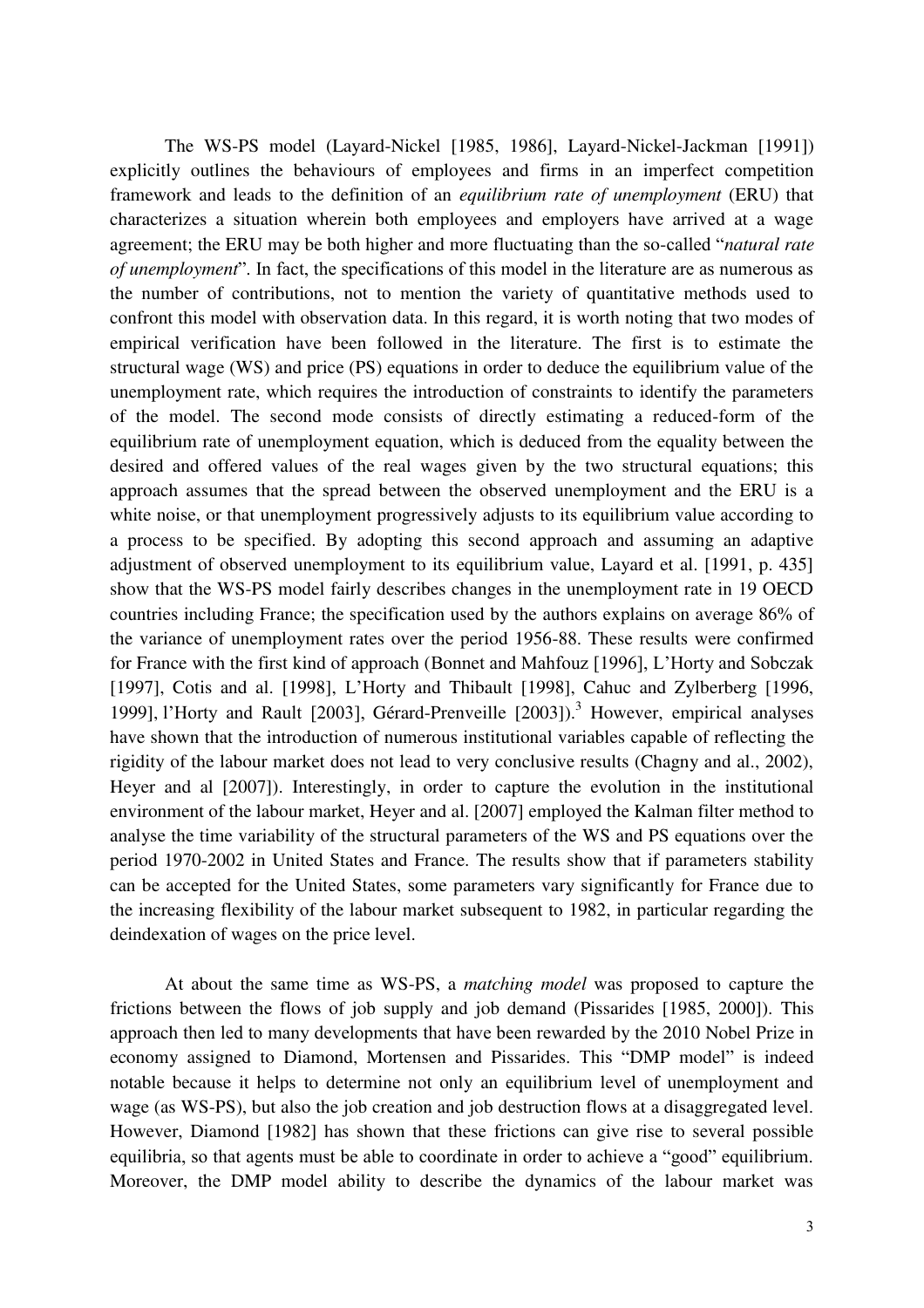The WS-PS model (Layard-Nickel [1985, 1986], Layard-Nickel-Jackman [1991]) explicitly outlines the behaviours of employees and firms in an imperfect competition framework and leads to the definition of an *equilibrium rate of unemployment* (ERU) that characterizes a situation wherein both employees and employers have arrived at a wage agreement; the ERU may be both higher and more fluctuating than the so-called "*natural rate of unemployment*". In fact, the specifications of this model in the literature are as numerous as the number of contributions, not to mention the variety of quantitative methods used to confront this model with observation data. In this regard, it is worth noting that two modes of empirical verification have been followed in the literature. The first is to estimate the structural wage (WS) and price (PS) equations in order to deduce the equilibrium value of the unemployment rate, which requires the introduction of constraints to identify the parameters of the model. The second mode consists of directly estimating a reduced-form of the equilibrium rate of unemployment equation, which is deduced from the equality between the desired and offered values of the real wages given by the two structural equations; this approach assumes that the spread between the observed unemployment and the ERU is a white noise, or that unemployment progressively adjusts to its equilibrium value according to a process to be specified. By adopting this second approach and assuming an adaptive adjustment of observed unemployment to its equilibrium value, Layard et al. [1991, p. 435] show that the WS-PS model fairly describes changes in the unemployment rate in 19 OECD countries including France; the specification used by the authors explains on average 86% of the variance of unemployment rates over the period 1956-88. These results were confirmed for France with the first kind of approach (Bonnet and Mahfouz [1996], L'Horty and Sobczak [1997], Cotis and al. [1998], L'Horty and Thibault [1998], Cahuc and Zylberberg [1996, 1999], l'Horty and Rault [2003], Gérard-Prenveille [2003]).[3] However, empirical analyses have shown that the introduction of numerous institutional variables capable of reflecting the rigidity of the labour market does not lead to very conclusive results (Chagny and al., 2002), Heyer and al [2007]). Interestingly, in order to capture the evolution in the institutional environment of the labour market, Heyer and al. [2007] employed the Kalman filter method to analyse the time variability of the structural parameters of the WS and PS equations over the period 1970-2002 in United States and France. The results show that if parameters stability can be accepted for the United States, some parameters vary significantly for France due to the increasing flexibility of the labour market subsequent to 1982, in particular regarding the deindexation of wages on the price level.

At about the same time as WS-PS, a *matching model* was proposed to capture the frictions between the flows of job supply and job demand (Pissarides [1985, 2000]). This approach then led to many developments that have been rewarded by the 2010 Nobel Prize in economy assigned to Diamond, Mortensen and Pissarides. This "DMP model" is indeed notable because it helps to determine not only an equilibrium level of unemployment and wage (as WS-PS), but also the job creation and job destruction flows at a disaggregated level. However, Diamond [1982] has shown that these frictions can give rise to several possible equilibria, so that agents must be able to coordinate in order to achieve a "good" equilibrium. Moreover, the DMP model ability to describe the dynamics of the labour market was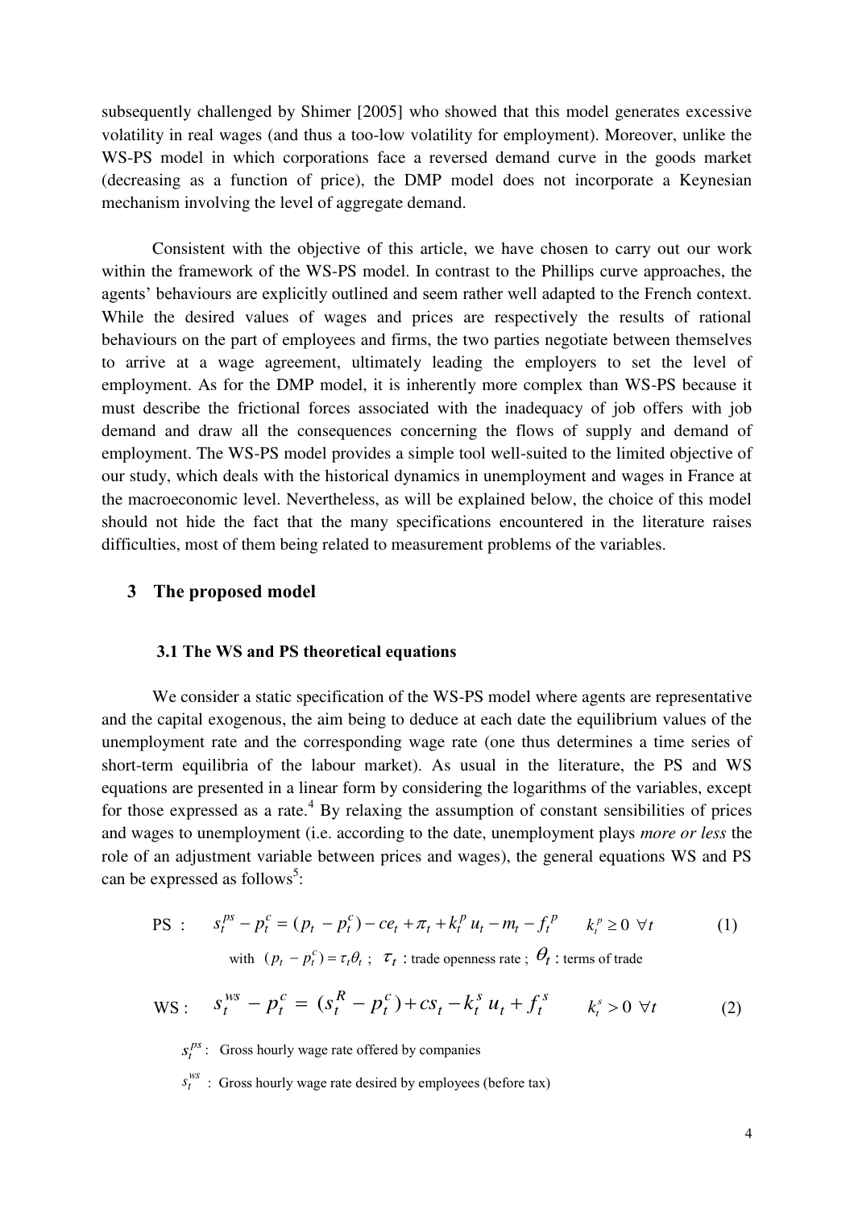subsequently challenged by Shimer [2005] who showed that this model generates excessive volatility in real wages (and thus a too-low volatility for employment). Moreover, unlike the WS-PS model in which corporations face a reversed demand curve in the goods market (decreasing as a function of price), the DMP model does not incorporate a Keynesian mechanism involving the level of aggregate demand.

Consistent with the objective of this article, we have chosen to carry out our work within the framework of the WS-PS model. In contrast to the Phillips curve approaches, the agents' behaviours are explicitly outlined and seem rather well adapted to the French context. While the desired values of wages and prices are respectively the results of rational behaviours on the part of employees and firms, the two parties negotiate between themselves to arrive at a wage agreement, ultimately leading the employers to set the level of employment. As for the DMP model, it is inherently more complex than WS-PS because it must describe the frictional forces associated with the inadequacy of job offers with job demand and draw all the consequences concerning the flows of supply and demand of employment. The WS-PS model provides a simple tool well-suited to the limited objective of our study, which deals with the historical dynamics in unemployment and wages in France at the macroeconomic level. Nevertheless, as will be explained below, the choice of this model should not hide the fact that the many specifications encountered in the literature raises difficulties, most of them being related to measurement problems of the variables.

## 3 The proposed model

### 3.1 The WS and PS theoretical equations

We consider a static specification of the WS-PS model where agents are representative and the capital exogenous, the aim being to deduce at each date the equilibrium values of the unemployment rate and the corresponding wage rate (one thus determines a time series of short-term equilibria of the labour market). As usual in the literature, the PS and WS equations are presented in a linear form by considering the logarithms of the variables, except for those expressed as a rate.[4] By relaxing the assumption of constant sensibilities of prices and wages to unemployment (i.e. according to the date, unemployment plays *more or less* the role of an adjustment variable between prices and wages), the general equations WS and PS can be expressed as follows[5]:

$$\text{PS}: \quad s_t^{ps} - p_t^c = (p_t - p_t^c) - ce_t + \pi_t + k_t^p u_t - m_t - f_t^p \qquad k_t^p \geq 0 \ \forall t \qquad (1)$$

with $(p_t - p_t^c) = \tau_t \theta_t$ ; $\tau_t$ : trade openness rate ; $\theta_t$ : terms of trade

$$\text{WS}: \quad s_t^{ws} - p_t^c = (s_t^R - p_t^c) + cs_t - k_t^s u_t + f_t^s \qquad k_t^s > 0 \ \forall t \qquad (2)$$

$s_t^{ps}$ : Gross hourly wage rate offered by companies

$s_t^{ws}$ : Gross hourly wage rate desired by employees (before tax)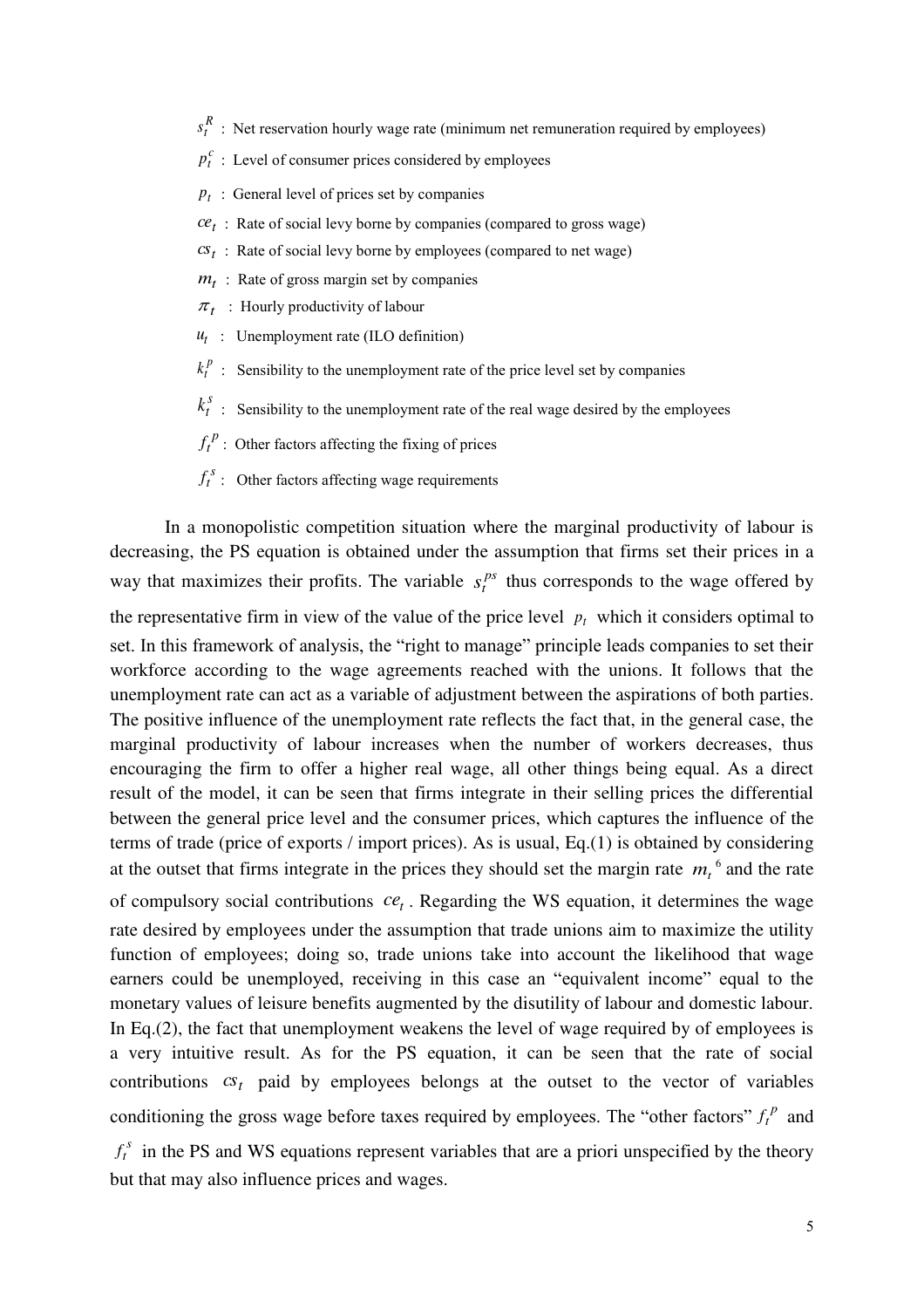$s_t^R$ : Net reservation hourly wage rate (minimum net remuneration required by employees)

$p_t^c$ : Level of consumer prices considered by employees

$p_t$ : General level of prices set by companies

$ce_t$ : Rate of social levy borne by companies (compared to gross wage)

$cs_t$ : Rate of social levy borne by employees (compared to net wage)

$m_t$ : Rate of gross margin set by companies

$\pi_t$ : Hourly productivity of labour

$u_t$ : Unemployment rate (ILO definition)

$k_t^p$ : Sensibility to the unemployment rate of the price level set by companies

$k_t^s$ : Sensibility to the unemployment rate of the real wage desired by the employees

$f_t^p$ : Other factors affecting the fixing of prices

$f_t^s$ : Other factors affecting wage requirements

In a monopolistic competition situation where the marginal productivity of labour is decreasing, the PS equation is obtained under the assumption that firms set their prices in a way that maximizes their profits. The variable $s_t^{ps}$ thus corresponds to the wage offered by the representative firm in view of the value of the price level $p_t$ which it considers optimal to set. In this framework of analysis, the "right to manage" principle leads companies to set their workforce according to the wage agreements reached with the unions. It follows that the unemployment rate can act as a variable of adjustment between the aspirations of both parties. The positive influence of the unemployment rate reflects the fact that, in the general case, the marginal productivity of labour increases when the number of workers decreases, thus encouraging the firm to offer a higher real wage, all other things being equal. As a direct result of the model, it can be seen that firms integrate in their selling prices the differential between the general price level and the consumer prices, which captures the influence of the terms of trade (price of exports / import prices). As is usual, Eq.(1) is obtained by considering at the outset that firms integrate in the prices they should set the margin rate $m_t$ [6] and the rate of compulsory social contributions $ce_t$. Regarding the WS equation, it determines the wage rate desired by employees under the assumption that trade unions aim to maximize the utility function of employees; doing so, trade unions take into account the likelihood that wage earners could be unemployed, receiving in this case an "equivalent income" equal to the monetary values of leisure benefits augmented by the disutility of labour and domestic labour. In Eq.(2), the fact that unemployment weakens the level of wage required by of employees is a very intuitive result. As for the PS equation, it can be seen that the rate of social contributions $cs_t$ paid by employees belongs at the outset to the vector of variables conditioning the gross wage before taxes required by employees. The "other factors" $f_t^p$ and $f_t^s$ in the PS and WS equations represent variables that are a priori unspecified by the theory but that may also influence prices and wages.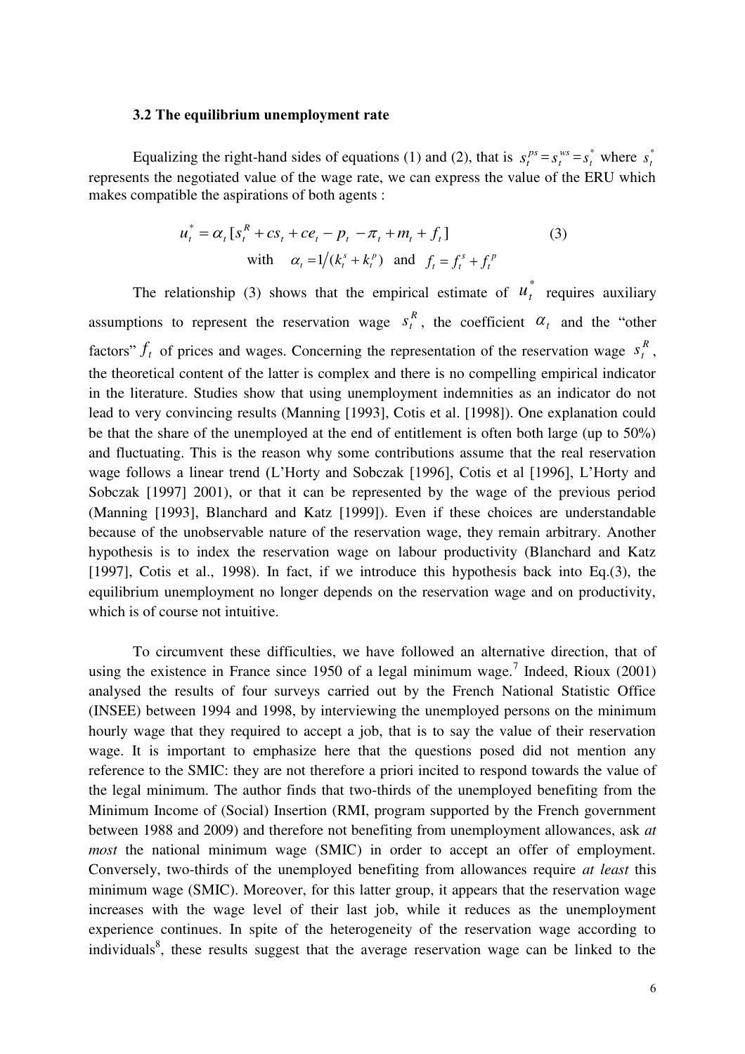### 3.2 The equilibrium unemployment rate

Equalizing the right-hand sides of equations (1) and (2), that is $s_t^{ps} = s_t^{ws} = s_t^*$ where $s_t^*$ represents the negotiated value of the wage rate, we can express the value of the ERU which makes compatible the aspirations of both agents :

$$u_t^* = \alpha_t [s_t^R + cs_t + ce_t - p_t - \pi_t + m_t + f_t] \qquad (3)$$

$$\text{with} \quad \alpha_t = 1/(k_t^s + k_t^p) \quad \text{and} \quad f_t = f_t^s + f_t^p$$

The relationship (3) shows that the empirical estimate of $u_t^*$ requires auxiliary assumptions to represent the reservation wage $s_t^R$, the coefficient $\alpha_t$ and the "other factors" $f_t$ of prices and wages. Concerning the representation of the reservation wage $s_t^R$, the theoretical content of the latter is complex and there is no compelling empirical indicator in the literature. Studies show that using unemployment indemnities as an indicator do not lead to very convincing results (Manning [1993], Cotis et al. [1998]). One explanation could be that the share of the unemployed at the end of entitlement is often both large (up to 50%) and fluctuating. This is the reason why some contributions assume that the real reservation wage follows a linear trend (L'Horty and Sobczak [1996], Cotis et al [1996], L'Horty and Sobczak [1997] 2001), or that it can be represented by the wage of the previous period (Manning [1993], Blanchard and Katz [1999]). Even if these choices are understandable because of the unobservable nature of the reservation wage, they remain arbitrary. Another hypothesis is to index the reservation wage on labour productivity (Blanchard and Katz [1997], Cotis et al., 1998). In fact, if we introduce this hypothesis back into Eq.(3), the equilibrium unemployment no longer depends on the reservation wage and on productivity, which is of course not intuitive.

To circumvent these difficulties, we have followed an alternative direction, that of using the existence in France since 1950 of a legal minimum wage.[7] Indeed, Rioux (2001) analysed the results of four surveys carried out by the French National Statistic Office (INSEE) between 1994 and 1998, by interviewing the unemployed persons on the minimum hourly wage that they required to accept a job, that is to say the value of their reservation wage. It is important to emphasize here that the questions posed did not mention any reference to the SMIC: they are not therefore a priori incited to respond towards the value of the legal minimum. The author finds that two-thirds of the unemployed benefiting from the Minimum Income of (Social) Insertion (RMI, program supported by the French government between 1988 and 2009) and therefore not benefiting from unemployment allowances, ask *at most* the national minimum wage (SMIC) in order to accept an offer of employment. Conversely, two-thirds of the unemployed benefiting from allowances require *at least* this minimum wage (SMIC). Moreover, for this latter group, it appears that the reservation wage increases with the wage level of their last job, while it reduces as the unemployment experience continues. In spite of the heterogeneity of the reservation wage according to individuals[8], these results suggest that the average reservation wage can be linked to the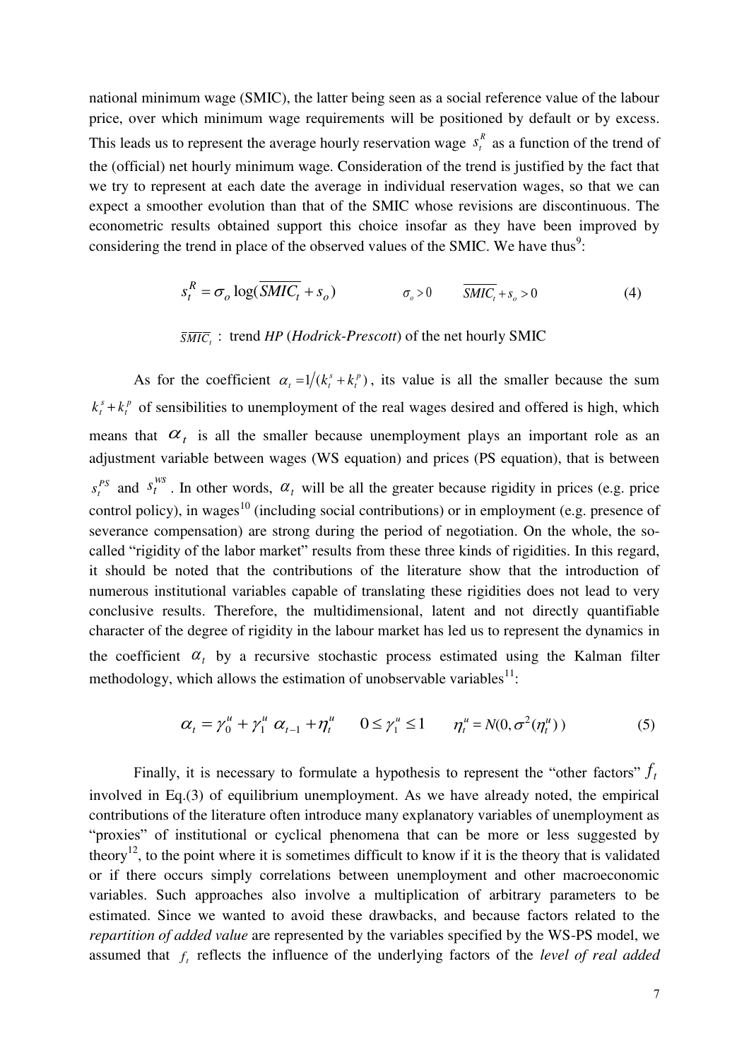national minimum wage (SMIC), the latter being seen as a social reference value of the labour price, over which minimum wage requirements will be positioned by default or by excess. This leads us to represent the average hourly reservation wage $s_t^R$ as a function of the trend of the (official) net hourly minimum wage. Consideration of the trend is justified by the fact that we try to represent at each date the average in individual reservation wages, so that we can expect a smoother evolution than that of the SMIC whose revisions are discontinuous. The econometric results obtained support this choice insofar as they have been improved by considering the trend in place of the observed values of the SMIC. We have thus[9]:

$$s_t^R = \sigma_o \log(\overline{SMIC_t} + s_o) \qquad \sigma_o > 0 \qquad \overline{SMIC_t} + s_o > 0 \tag{4}$$

$\overline{SMIC_t}$ : trend *HP* (*Hodrick-Prescott*) of the net hourly SMIC

As for the coefficient $\alpha_t = 1/(k_t^s + k_t^p)$, its value is all the smaller because the sum $k_t^s + k_t^p$ of sensibilities to unemployment of the real wages desired and offered is high, which means that $\alpha_t$ is all the smaller because unemployment plays an important role as an adjustment variable between wages (WS equation) and prices (PS equation), that is between $s_t^{PS}$ and $s_t^{WS}$. In other words, $\alpha_t$ will be all the greater because rigidity in prices (e.g. price control policy), in wages[10] (including social contributions) or in employment (e.g. presence of severance compensation) are strong during the period of negotiation. On the whole, the so-called "rigidity of the labor market" results from these three kinds of rigidities. In this regard, it should be noted that the contributions of the literature show that the introduction of numerous institutional variables capable of translating these rigidities does not lead to very conclusive results. Therefore, the multidimensional, latent and not directly quantifiable character of the degree of rigidity in the labour market has led us to represent the dynamics in the coefficient $\alpha_t$ by a recursive stochastic process estimated using the Kalman filter methodology, which allows the estimation of unobservable variables[11]:

$$\alpha_t = \gamma_0^u + \gamma_1^u \, \alpha_{t-1} + \eta_t^u \qquad 0 \leq \gamma_1^u \leq 1 \qquad \eta_t^u = N(0, \sigma^2(\eta_t^u)) \tag{5}$$

Finally, it is necessary to formulate a hypothesis to represent the "other factors" $f_t$ involved in Eq.(3) of equilibrium unemployment. As we have already noted, the empirical contributions of the literature often introduce many explanatory variables of unemployment as "proxies" of institutional or cyclical phenomena that can be more or less suggested by theory[12], to the point where it is sometimes difficult to know if it is the theory that is validated or if there occurs simply correlations between unemployment and other macroeconomic variables. Such approaches also involve a multiplication of arbitrary parameters to be estimated. Since we wanted to avoid these drawbacks, and because factors related to the *repartition of added value* are represented by the variables specified by the WS-PS model, we assumed that $f_t$ reflects the influence of the underlying factors of the *level of real added*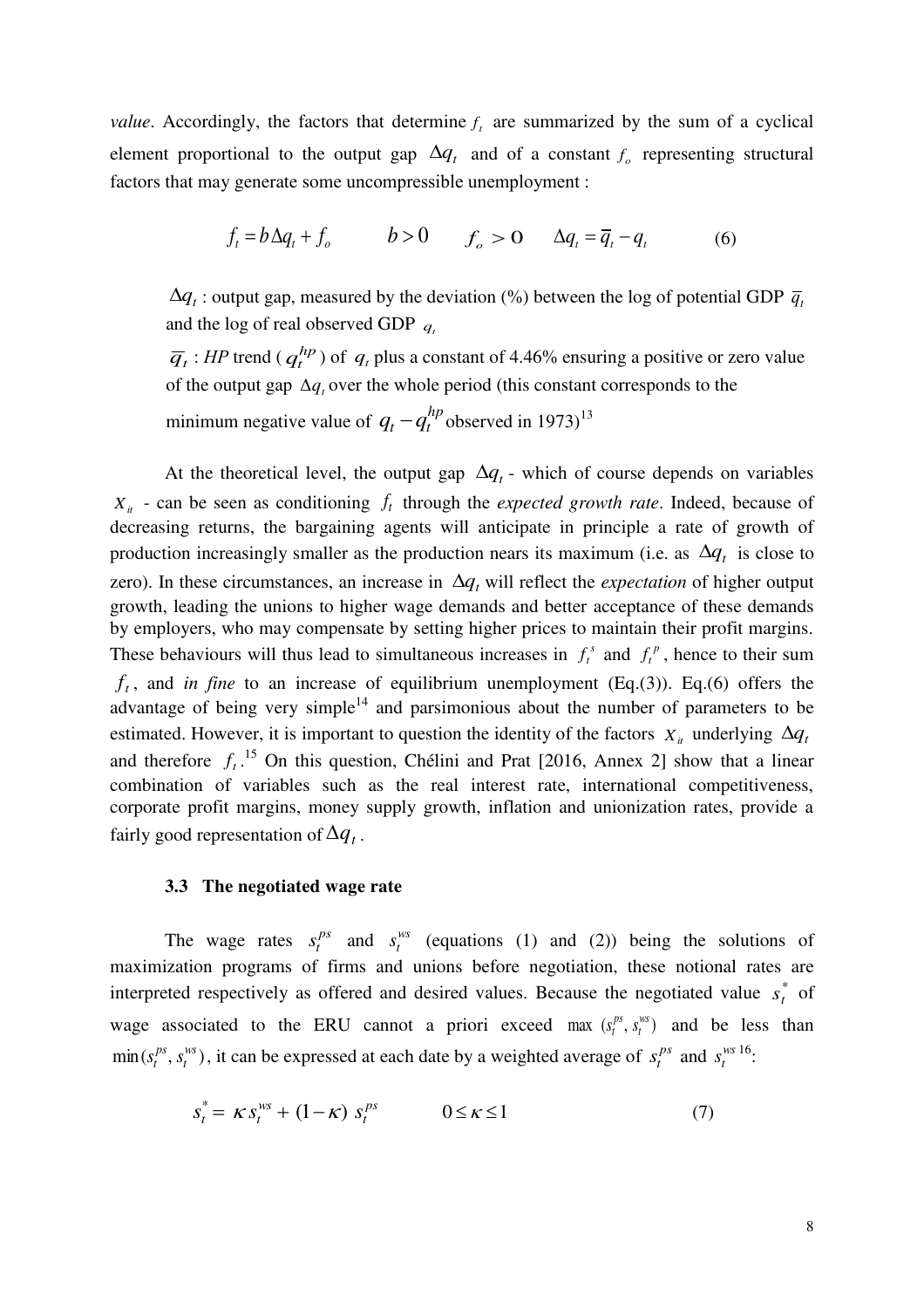*value*. Accordingly, the factors that determine $f_t$ are summarized by the sum of a cyclical element proportional to the output gap $\Delta q_t$ and of a constant $f_o$ representing structural factors that may generate some uncompressible unemployment :

$$f_t = b\Delta q_t + f_o \qquad b > 0 \qquad f_o > 0 \qquad \Delta q_t = \overline{q}_t - q_t \tag{6}$$

> $\Delta q_t$ : output gap, measured by the deviation (%) between the log of potential GDP $\overline{q}_t$ and the log of real observed GDP $q_t$
>
> $\overline{q}_t$ : *HP* trend ( $q_t^{hp}$ ) of $q_t$ plus a constant of 4.46% ensuring a positive or zero value of the output gap $\Delta q_t$ over the whole period (this constant corresponds to the minimum negative value of $q_t - q_t^{hp}$ observed in 1973)[13]

At the theoretical level, the output gap $\Delta q_t$ - which of course depends on variables $x_{it}$ - can be seen as conditioning $f_t$ through the *expected growth rate*. Indeed, because of decreasing returns, the bargaining agents will anticipate in principle a rate of growth of production increasingly smaller as the production nears its maximum (i.e. as $\Delta q_t$ is close to zero). In these circumstances, an increase in $\Delta q_t$ will reflect the *expectation* of higher output growth, leading the unions to higher wage demands and better acceptance of these demands by employers, who may compensate by setting higher prices to maintain their profit margins. These behaviours will thus lead to simultaneous increases in $f_t^s$ and $f_t^p$, hence to their sum $f_t$, and *in fine* to an increase of equilibrium unemployment (Eq.(3)). Eq.(6) offers the advantage of being very simple[14] and parsimonious about the number of parameters to be estimated. However, it is important to question the identity of the factors $x_{it}$ underlying $\Delta q_t$ and therefore $f_t$.[15] On this question, Chélini and Prat [2016, Annex 2] show that a linear combination of variables such as the real interest rate, international competitiveness, corporate profit margins, money supply growth, inflation and unionization rates, provide a fairly good representation of $\Delta q_t$.

### 3.3 The negotiated wage rate

The wage rates $s_t^{ps}$ and $s_t^{ws}$ (equations (1) and (2)) being the solutions of maximization programs of firms and unions before negotiation, these notional rates are interpreted respectively as offered and desired values. Because the negotiated value $s_t^*$ of wage associated to the ERU cannot a priori exceed $\max(s_t^{ps}, s_t^{ws})$ and be less than $\min(s_t^{ps}, s_t^{ws})$, it can be expressed at each date by a weighted average of $s_t^{ps}$ and $s_t^{ws}$[16]:

$$s_t^* = \kappa\, s_t^{ws} + (1-\kappa)\, s_t^{ps} \qquad 0 \le \kappa \le 1 \tag{7}$$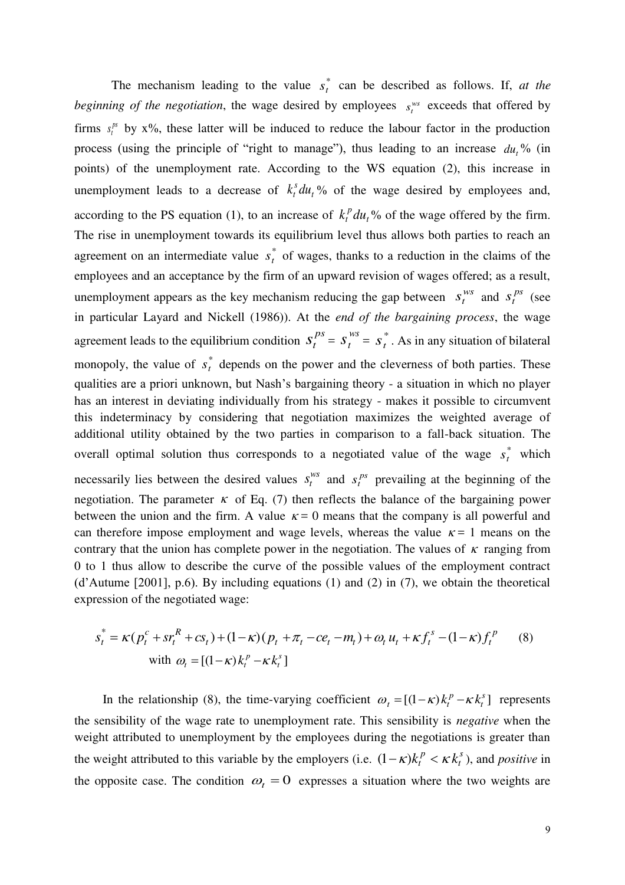The mechanism leading to the value $s_t^*$ can be described as follows. If, *at the beginning of the negotiation*, the wage desired by employees $s_t^{ws}$ exceeds that offered by firms $s_t^{ps}$ by x%, these latter will be induced to reduce the labour factor in the production process (using the principle of "right to manage"), thus leading to an increase $du_t$% (in points) of the unemployment rate. According to the WS equation (2), this increase in unemployment leads to a decrease of $k_t^s du_t$% of the wage desired by employees and, according to the PS equation (1), to an increase of $k_t^p du_t$% of the wage offered by the firm. The rise in unemployment towards its equilibrium level thus allows both parties to reach an agreement on an intermediate value $s_t^*$ of wages, thanks to a reduction in the claims of the employees and an acceptance by the firm of an upward revision of wages offered; as a result, unemployment appears as the key mechanism reducing the gap between $s_t^{ws}$ and $s_t^{ps}$ (see in particular Layard and Nickell (1986)). At the *end of the bargaining process*, the wage agreement leads to the equilibrium condition $s_t^{ps} = s_t^{ws} = s_t^*$. As in any situation of bilateral monopoly, the value of $s_t^*$ depends on the power and the cleverness of both parties. These qualities are a priori unknown, but Nash's bargaining theory - a situation in which no player has an interest in deviating individually from his strategy - makes it possible to circumvent this indeterminacy by considering that negotiation maximizes the weighted average of additional utility obtained by the two parties in comparison to a fall-back situation. The overall optimal solution thus corresponds to a negotiated value of the wage $s_t^*$ which necessarily lies between the desired values $s_t^{ws}$ and $s_t^{ps}$ prevailing at the beginning of the negotiation. The parameter $\kappa$ of Eq. (7) then reflects the balance of the bargaining power between the union and the firm. A value $\kappa = 0$ means that the company is all powerful and can therefore impose employment and wage levels, whereas the value $\kappa = 1$ means on the contrary that the union has complete power in the negotiation. The values of $\kappa$ ranging from 0 to 1 thus allow to describe the curve of the possible values of the employment contract (d'Autume [2001], p.6). By including equations (1) and (2) in (7), we obtain the theoretical expression of the negotiated wage:

$$s_t^* = \kappa(p_t^c + sr_t^R + cs_t) + (1-\kappa)(p_t + \pi_t - ce_t - m_t) + \omega_t u_t + \kappa f_t^s - (1-\kappa) f_t^p \qquad (8)$$

$$\text{with } \omega_t = [(1-\kappa)k_t^p - \kappa k_t^s]$$

In the relationship (8), the time-varying coefficient $\omega_t = [(1-\kappa)k_t^p - \kappa k_t^s]$ represents the sensibility of the wage rate to unemployment rate. This sensibility is *negative* when the weight attributed to unemployment by the employees during the negotiations is greater than the weight attributed to this variable by the employers (i.e. $(1-\kappa)k_t^p < \kappa k_t^s$), and *positive* in the opposite case. The condition $\omega_t = 0$ expresses a situation where the two weights are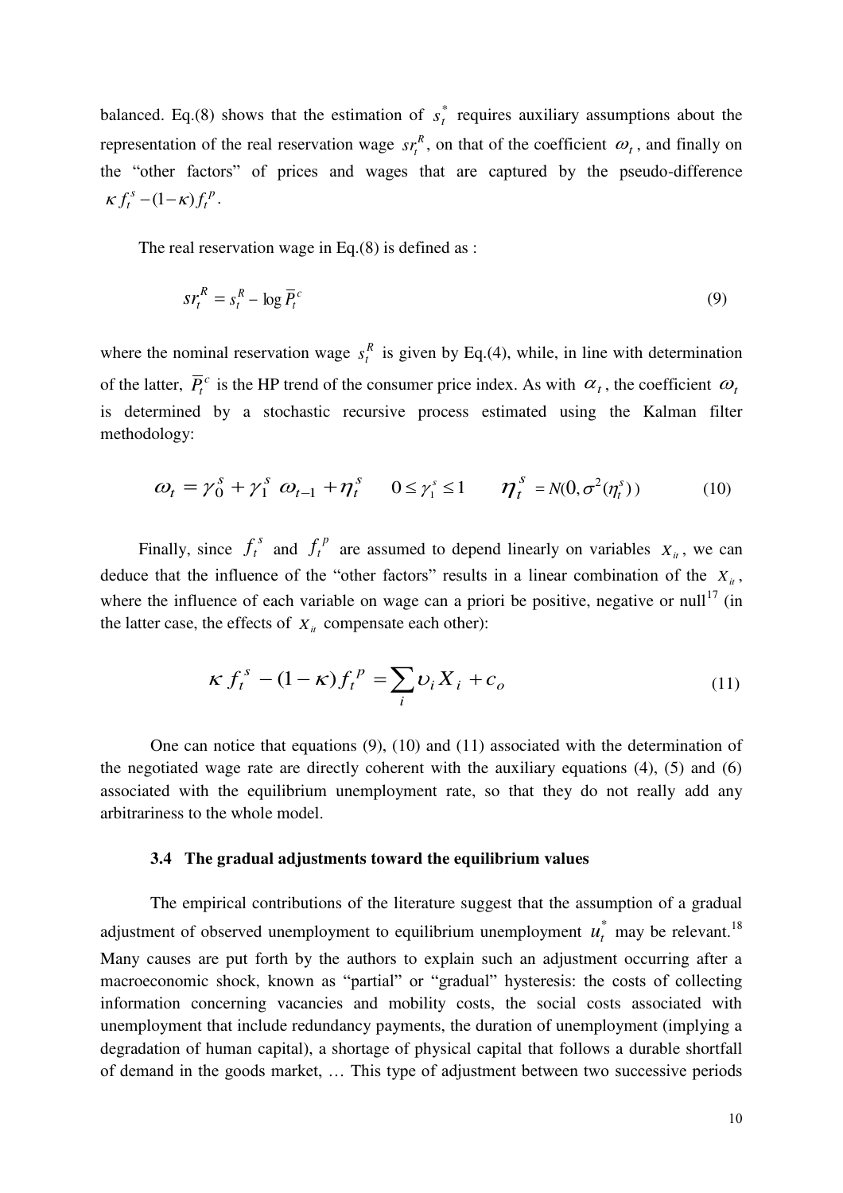balanced. Eq.(8) shows that the estimation of $s_t^*$ requires auxiliary assumptions about the representation of the real reservation wage $sr_t^R$, on that of the coefficient $\omega_t$, and finally on the "other factors" of prices and wages that are captured by the pseudo-difference $\kappa f_t^s - (1-\kappa) f_t^p$.

The real reservation wage in Eq.(8) is defined as :

$$sr_t^R = s_t^R - \log \overline{P}_t^c \tag{9}$$

where the nominal reservation wage $s_t^R$ is given by Eq.(4), while, in line with determination of the latter, $\overline{P}_t^c$ is the HP trend of the consumer price index. As with $\alpha_t$, the coefficient $\omega_t$ is determined by a stochastic recursive process estimated using the Kalman filter methodology:

$$\omega_t = \gamma_0^s + \gamma_1^s \ \omega_{t-1} + \eta_t^s \qquad 0 \le \gamma_1^s \le 1 \qquad \eta_t^s = N(0, \sigma^2(\eta_t^s)) \tag{10}$$

Finally, since $f_t^s$ and $f_t^p$ are assumed to depend linearly on variables $X_{it}$, we can deduce that the influence of the "other factors" results in a linear combination of the $X_{it}$, where the influence of each variable on wage can a priori be positive, negative or null[17] (in the latter case, the effects of $X_{it}$ compensate each other):

$$\kappa f_t^s - (1-\kappa) f_t^p = \sum_i \upsilon_i X_i + c_o \tag{11}$$

One can notice that equations (9), (10) and (11) associated with the determination of the negotiated wage rate are directly coherent with the auxiliary equations (4), (5) and (6) associated with the equilibrium unemployment rate, so that they do not really add any arbitrariness to the whole model.

### 3.4 The gradual adjustments toward the equilibrium values

The empirical contributions of the literature suggest that the assumption of a gradual adjustment of observed unemployment to equilibrium unemployment $u_t^*$ may be relevant.[18] Many causes are put forth by the authors to explain such an adjustment occurring after a macroeconomic shock, known as "partial" or "gradual" hysteresis: the costs of collecting information concerning vacancies and mobility costs, the social costs associated with unemployment that include redundancy payments, the duration of unemployment (implying a degradation of human capital), a shortage of physical capital that follows a durable shortfall of demand in the goods market, … This type of adjustment between two successive periods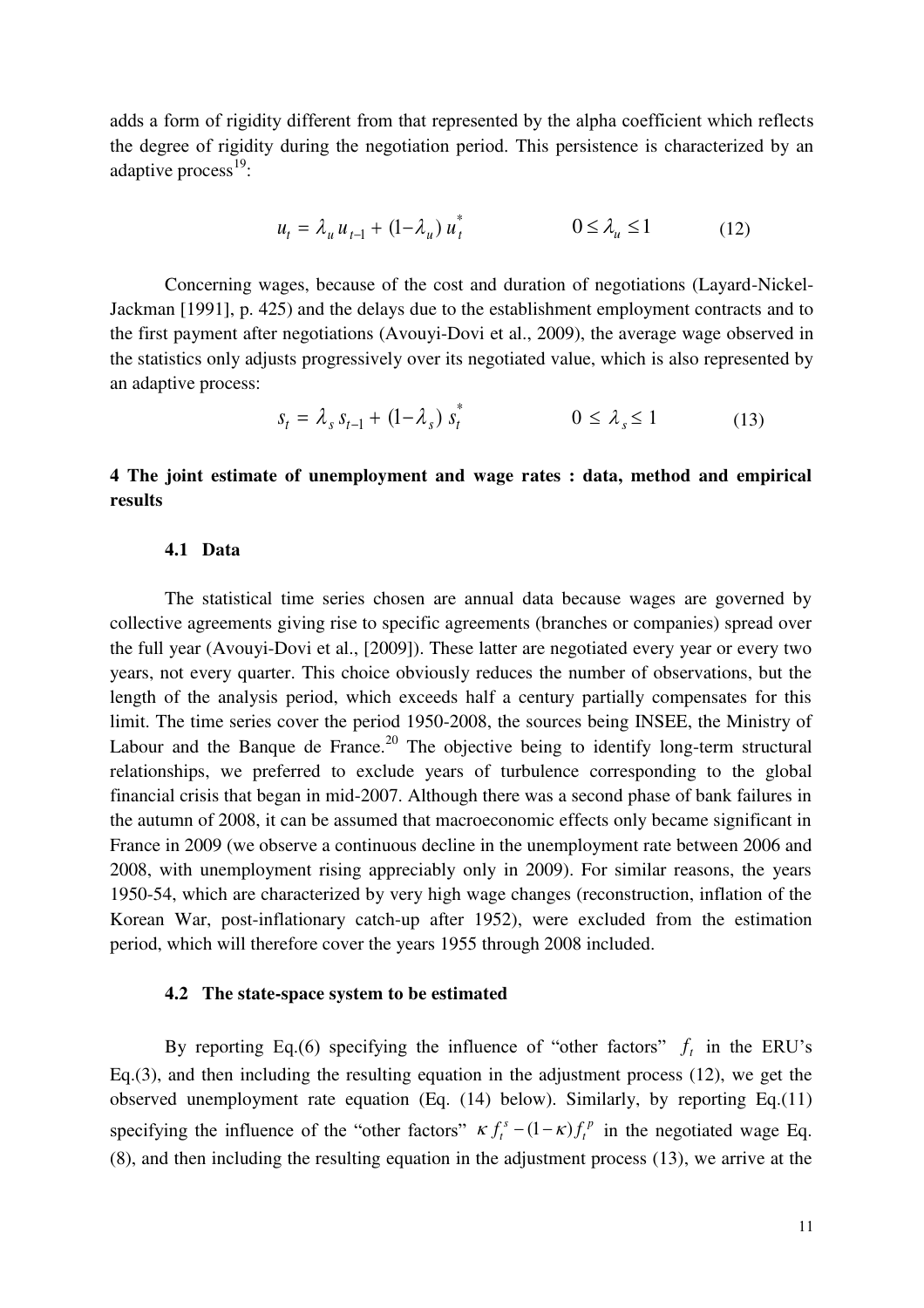adds a form of rigidity different from that represented by the alpha coefficient which reflects the degree of rigidity during the negotiation period. This persistence is characterized by an adaptive process[19]:

$$u_t = \lambda_u u_{t-1} + (1-\lambda_u)\, u_t^* \qquad\qquad 0 \le \lambda_u \le 1 \qquad (12)$$

Concerning wages, because of the cost and duration of negotiations (Layard-Nickel-Jackman [1991], p. 425) and the delays due to the establishment employment contracts and to the first payment after negotiations (Avouyi-Dovi et al., 2009), the average wage observed in the statistics only adjusts progressively over its negotiated value, which is also represented by an adaptive process:

$$s_t = \lambda_s s_{t-1} + (1-\lambda_s)\, s_t^* \qquad\qquad 0 \le \lambda_s \le 1 \qquad (13)$$

## 4 The joint estimate of unemployment and wage rates : data, method and empirical results

### 4.1 Data

The statistical time series chosen are annual data because wages are governed by collective agreements giving rise to specific agreements (branches or companies) spread over the full year (Avouyi-Dovi et al., [2009]). These latter are negotiated every year or every two years, not every quarter. This choice obviously reduces the number of observations, but the length of the analysis period, which exceeds half a century partially compensates for this limit. The time series cover the period 1950-2008, the sources being INSEE, the Ministry of Labour and the Banque de France.[20] The objective being to identify long-term structural relationships, we preferred to exclude years of turbulence corresponding to the global financial crisis that began in mid-2007. Although there was a second phase of bank failures in the autumn of 2008, it can be assumed that macroeconomic effects only became significant in France in 2009 (we observe a continuous decline in the unemployment rate between 2006 and 2008, with unemployment rising appreciably only in 2009). For similar reasons, the years 1950-54, which are characterized by very high wage changes (reconstruction, inflation of the Korean War, post-inflationary catch-up after 1952), were excluded from the estimation period, which will therefore cover the years 1955 through 2008 included.

### 4.2 The state-space system to be estimated

By reporting Eq.(6) specifying the influence of "other factors" $f_t$ in the ERU's Eq.(3), and then including the resulting equation in the adjustment process (12), we get the observed unemployment rate equation (Eq. (14) below). Similarly, by reporting Eq.(11) specifying the influence of the "other factors" $\kappa f_t^s - (1-\kappa) f_t^p$ in the negotiated wage Eq. (8), and then including the resulting equation in the adjustment process (13), we arrive at the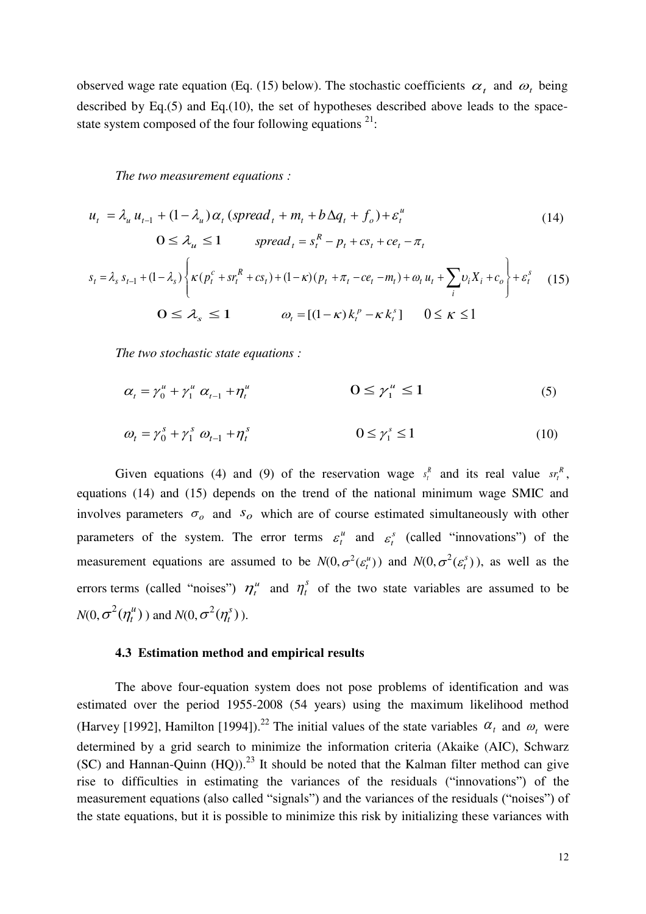observed wage rate equation (Eq. (15) below). The stochastic coefficients $\alpha_t$ and $\omega_t$ being described by Eq.(5) and Eq.(10), the set of hypotheses described above leads to the space-state system composed of the four following equations [21]:

*The two measurement equations :*

$$u_t = \lambda_u u_{t-1} + (1-\lambda_u)\alpha_t (spread_t + m_t + b\Delta q_t + f_o) + \varepsilon_t^u \tag{14}$$

$$\mathbf{0} \leq \lambda_u \leq \mathbf{1} \qquad spread_t = s_t^R - p_t + cs_t + ce_t - \pi_t$$

$$s_t = \lambda_s s_{t-1} + (1-\lambda_s)\left\{\kappa(p_t^c + sr_t^R + cs_t) + (1-\kappa)(p_t + \pi_t - ce_t - m_t) + \omega_t u_t + \sum_i \upsilon_i X_i + c_o\right\} + \varepsilon_t^s \tag{15}$$

$$\mathbf{0} \leq \lambda_s \leq \mathbf{1} \qquad \omega_t = [(1-\kappa)k_t^p - \kappa k_t^s] \qquad 0 \leq \kappa \leq 1$$

*The two stochastic state equations :*

$$\alpha_t = \gamma_0^u + \gamma_1^u \alpha_{t-1} + \eta_t^u \qquad \mathbf{0} \leq \gamma_1^u \leq \mathbf{1} \tag{5}$$

$$\omega_t = \gamma_0^s + \gamma_1^s \omega_{t-1} + \eta_t^s \qquad 0 \leq \gamma_1^s \leq 1 \tag{10}$$

Given equations (4) and (9) of the reservation wage $s_t^R$ and its real value $sr_t^R$, equations (14) and (15) depends on the trend of the national minimum wage SMIC and involves parameters $\sigma_o$ and $s_o$ which are of course estimated simultaneously with other parameters of the system. The error terms $\varepsilon_t^u$ and $\varepsilon_t^s$ (called "innovations") of the measurement equations are assumed to be $N(0,\sigma^2(\varepsilon_t^u))$ and $N(0,\sigma^2(\varepsilon_t^s))$, as well as the errors terms (called "noises") $\eta_t^u$ and $\eta_t^s$ of the two state variables are assumed to be $N(0,\sigma^2(\eta_t^u))$ and $N(0,\sigma^2(\eta_t^s))$.

### 4.3 Estimation method and empirical results

The above four-equation system does not pose problems of identification and was estimated over the period 1955-2008 (54 years) using the maximum likelihood method (Harvey [1992], Hamilton [1994]).[22] The initial values of the state variables $\alpha_t$ and $\omega_t$ were determined by a grid search to minimize the information criteria (Akaike (AIC), Schwarz (SC) and Hannan-Quinn (HQ)).[23] It should be noted that the Kalman filter method can give rise to difficulties in estimating the variances of the residuals ("innovations") of the measurement equations (also called "signals") and the variances of the residuals ("noises") of the state equations, but it is possible to minimize this risk by initializing these variances with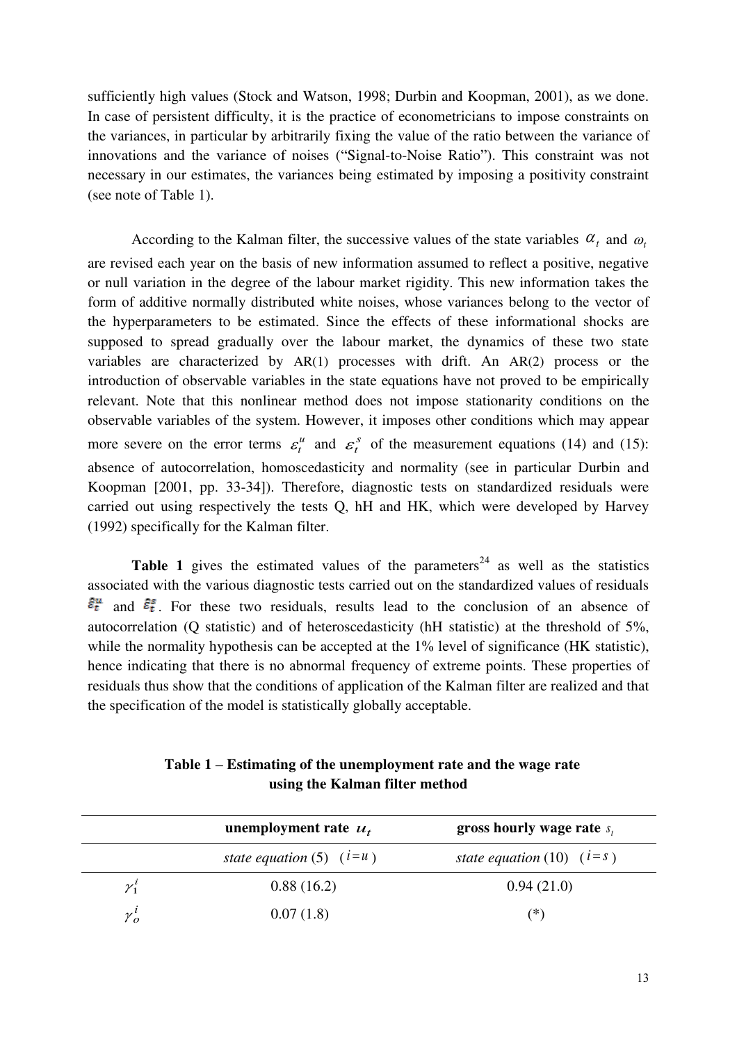sufficiently high values (Stock and Watson, 1998; Durbin and Koopman, 2001), as we done. In case of persistent difficulty, it is the practice of econometricians to impose constraints on the variances, in particular by arbitrarily fixing the value of the ratio between the variance of innovations and the variance of noises ("Signal-to-Noise Ratio"). This constraint was not necessary in our estimates, the variances being estimated by imposing a positivity constraint (see note of Table 1).

According to the Kalman filter, the successive values of the state variables $\alpha_t$ and $\omega_t$ are revised each year on the basis of new information assumed to reflect a positive, negative or null variation in the degree of the labour market rigidity. This new information takes the form of additive normally distributed white noises, whose variances belong to the vector of the hyperparameters to be estimated. Since the effects of these informational shocks are supposed to spread gradually over the labour market, the dynamics of these two state variables are characterized by AR(1) processes with drift. An AR(2) process or the introduction of observable variables in the state equations have not proved to be empirically relevant. Note that this nonlinear method does not impose stationarity conditions on the observable variables of the system. However, it imposes other conditions which may appear more severe on the error terms $\varepsilon_t^u$ and $\varepsilon_t^s$ of the measurement equations (14) and (15): absence of autocorrelation, homoscedasticity and normality (see in particular Durbin and Koopman [2001, pp. 33-34]). Therefore, diagnostic tests on standardized residuals were carried out using respectively the tests Q, hH and HK, which were developed by Harvey (1992) specifically for the Kalman filter.

**Table 1** gives the estimated values of the parameters[24] as well as the statistics associated with the various diagnostic tests carried out on the standardized values of residuals $\hat{\varepsilon}_t^u$ and $\hat{\varepsilon}_t^s$. For these two residuals, results lead to the conclusion of an absence of autocorrelation (Q statistic) and of heteroscedasticity (hH statistic) at the threshold of 5%, while the normality hypothesis can be accepted at the 1% level of significance (HK statistic), hence indicating that there is no abnormal frequency of extreme points. These properties of residuals thus show that the conditions of application of the Kalman filter are realized and that the specification of the model is statistically globally acceptable.

**Table 1 – Estimating of the unemployment rate and the wage rate using the Kalman filter method**

| | **unemployment rate** $u_t$ | **gross hourly wage rate** $s_t$ |
|---|---|---|
| | *state equation* (5) $(i=u)$ | *state equation* (10) $(i=s)$ |
| $\gamma_1^i$ | 0.88 (16.2) | 0.94 (21.0) |
| $\gamma_o^i$ | 0.07 (1.8) | (*) |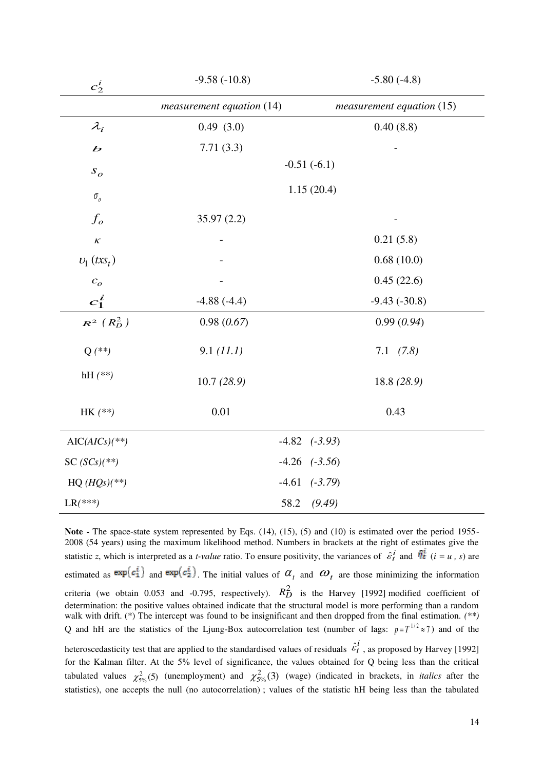| | | |
|---|---|---|
| $c_2^i$ | -9.58 (-10.8) | -5.80 (-4.8) |
| | *measurement equation* (14) | *measurement equation* (15) |
| $\lambda_i$ | 0.49 (3.0) | 0.40 (8.8) |
| $b$ | 7.71 (3.3) | - |
| $s_o$ | -0.51 (-6.1) | |
| $\sigma_0$ | 1.15 (20.4) | |
| $f_o$ | 35.97 (2.2) | - |
| $\kappa$ | - | 0.21 (5.8) |
| $\upsilon_1\,(txs_t)$ | - | 0.68 (10.0) |
| $c_o$ | - | 0.45 (22.6) |
| $c_1^i$ | -4.88 (-4.4) | -9.43 (-30.8) |
| $R^2$ ( $R_D^2$ ) | 0.98 (*0.67*) | 0.99 (*0.94*) |
| Q *(\*\*)* | 9.1 *(11.1)* | 7.1 *(7.8)* |
| hH *(\*\*)* | 10.7 *(28.9)* | 18.8 *(28.9)* |
| HK *(\*\*)* | 0.01 | 0.43 |
| AIC*(AICs)(\*\*)* | -4.82 *(-3.93)* | |
| SC *(SCs)(\*\*)* | -4.26 *(-3.56)* | |
| HQ *(HQs)(\*\*)* | -4.61 *(-3.79)* | |
| LR*(\*\*\*)* | 58.2 *(9.49)* | |

**Note -** The space-state system represented by Eqs. (14), (15), (5) and (10) is estimated over the period 1955-2008 (54 years) using the maximum likelihood method. Numbers in brackets at the right of estimates give the statistic *z*, which is interpreted as a *t-value* ratio. To ensure positivity, the variances of $\hat{\varepsilon}_t^i$ and $\hat{\eta}_t^i$ ($i = u$ , $s$) are estimated as $\exp(c_1^i)$ and $\exp(c_2^i)$. The initial values of $\alpha_t$ and $\omega_t$ are those minimizing the information criteria (we obtain 0.053 and -0.795, respectively). $R_D^2$ is the Harvey [1992] modified coefficient of determination: the positive values obtained indicate that the structural model is more performing than a random walk with drift. (\*) The intercept was found to be insignificant and then dropped from the final estimation. *(\*\*)* Q and hH are the statistics of the Ljung-Box autocorrelation test (number of lags: $p = T^{1/2} \approx 7$) and of the heteroscedasticity test that are applied to the standardised values of residuals $\hat{\varepsilon}_t^i$ , as proposed by Harvey [1992] for the Kalman filter. At the 5% level of significance, the values obtained for Q being less than the critical tabulated values $\chi^2_{5\%}(5)$ (unemployment) and $\chi^2_{5\%}(3)$ (wage) (indicated in brackets, in *italics* after the statistics), one accepts the null (no autocorrelation) ; values of the statistic hH being less than the tabulated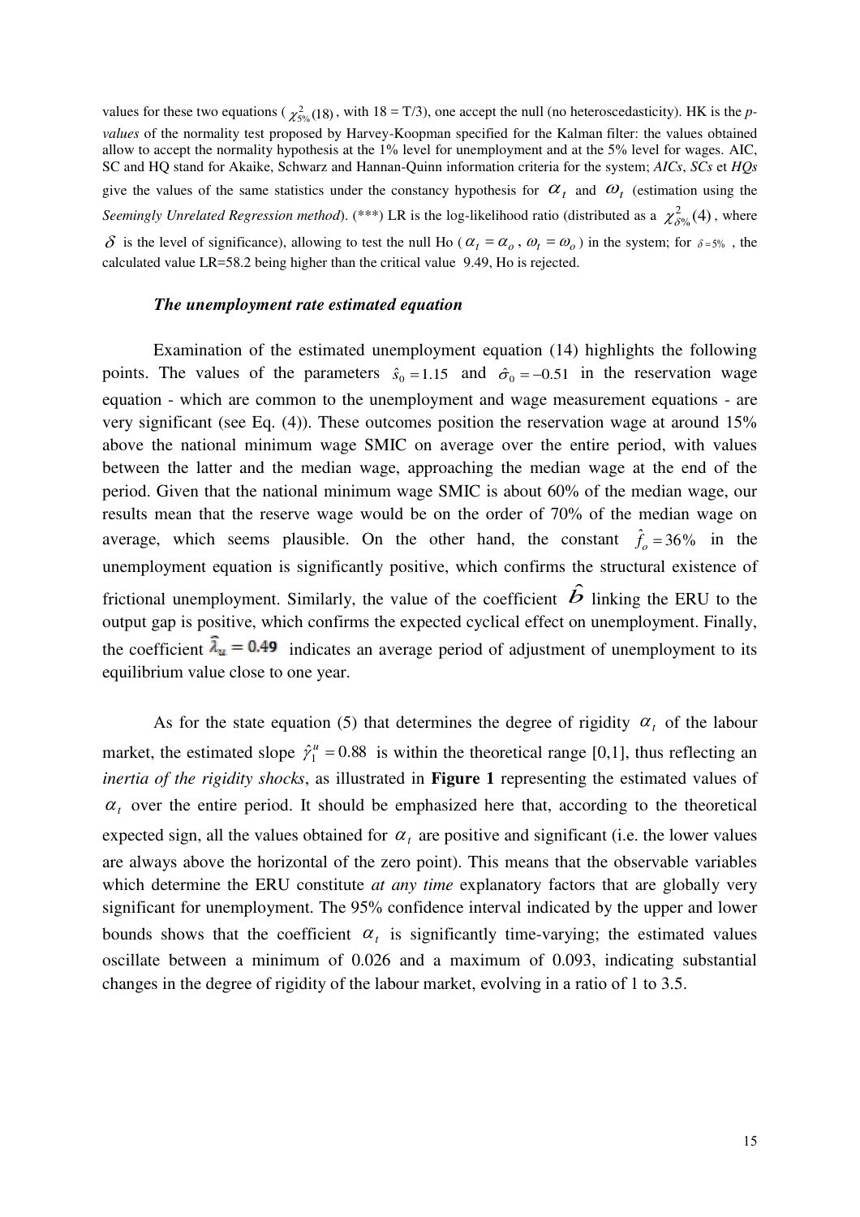values for these two equations ( $\chi^2_{5\%}(18)$ , with 18 = T/3), one accept the null (no heteroscedasticity). HK is the *p-values* of the normality test proposed by Harvey-Koopman specified for the Kalman filter: the values obtained allow to accept the normality hypothesis at the 1% level for unemployment and at the 5% level for wages. AIC, SC and HQ stand for Akaike, Schwarz and Hannan-Quinn information criteria for the system; *AICs*, *SCs* et *HQs* give the values of the same statistics under the constancy hypothesis for $\alpha_t$ and $\omega_t$ (estimation using the *Seemingly Unrelated Regression method*). (***) LR is the log-likelihood ratio (distributed as a $\chi^2_{\delta\%}(4)$ , where $\delta$ is the level of significance), allowing to test the null Ho ( $\alpha_t = \alpha_o$ , $\omega_t = \omega_o$ ) in the system; for $\delta = 5\%$ , the calculated value LR=58.2 being higher than the critical value 9.49, Ho is rejected.

### *The unemployment rate estimated equation*

Examination of the estimated unemployment equation (14) highlights the following points. The values of the parameters $\hat{s}_0 = 1.15$ and $\hat{\sigma}_0 = -0.51$ in the reservation wage equation - which are common to the unemployment and wage measurement equations - are very significant (see Eq. (4)). These outcomes position the reservation wage at around 15% above the national minimum wage SMIC on average over the entire period, with values between the latter and the median wage, approaching the median wage at the end of the period. Given that the national minimum wage SMIC is about 60% of the median wage, our results mean that the reserve wage would be on the order of 70% of the median wage on average, which seems plausible. On the other hand, the constant $\hat{f}_o = 36\%$ in the unemployment equation is significantly positive, which confirms the structural existence of frictional unemployment. Similarly, the value of the coefficient $\hat{b}$ linking the ERU to the output gap is positive, which confirms the expected cyclical effect on unemployment. Finally, the coefficient $\hat{\lambda}_u = 0.49$ indicates an average period of adjustment of unemployment to its equilibrium value close to one year.

As for the state equation (5) that determines the degree of rigidity $\alpha_t$ of the labour market, the estimated slope $\hat{\gamma}_1^u = 0.88$ is within the theoretical range [0,1], thus reflecting an *inertia of the rigidity shocks*, as illustrated in **Figure 1** representing the estimated values of $\alpha_t$ over the entire period. It should be emphasized here that, according to the theoretical expected sign, all the values obtained for $\alpha_t$ are positive and significant (i.e. the lower values are always above the horizontal of the zero point). This means that the observable variables which determine the ERU constitute *at any time* explanatory factors that are globally very significant for unemployment. The 95% confidence interval indicated by the upper and lower bounds shows that the coefficient $\alpha_t$ is significantly time-varying; the estimated values oscillate between a minimum of 0.026 and a maximum of 0.093, indicating substantial changes in the degree of rigidity of the labour market, evolving in a ratio of 1 to 3.5.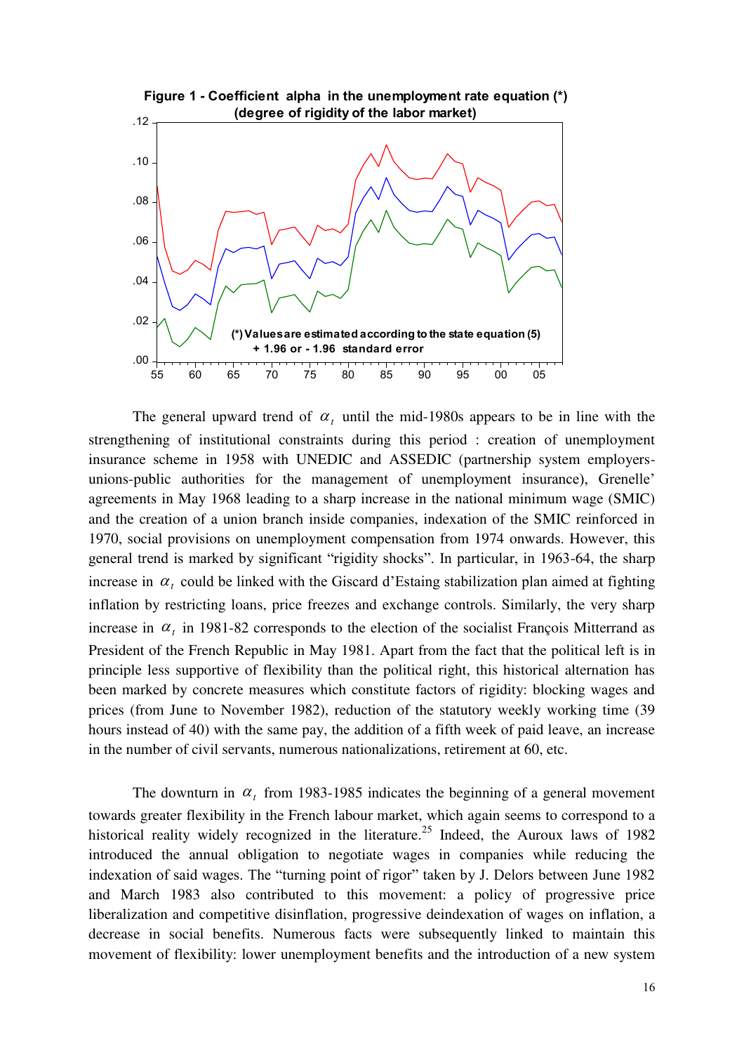**Figure 1 - Coefficient alpha in the unemployment rate equation (*)**
**(degree of rigidity of the labor market)**

(*) Values are estimated according to the state equation (5) + 1.96 or - 1.96 standard error

The general upward trend of $\alpha_t$ until the mid-1980s appears to be in line with the strengthening of institutional constraints during this period : creation of unemployment insurance scheme in 1958 with UNEDIC and ASSEDIC (partnership system employers-unions-public authorities for the management of unemployment insurance), Grenelle' agreements in May 1968 leading to a sharp increase in the national minimum wage (SMIC) and the creation of a union branch inside companies, indexation of the SMIC reinforced in 1970, social provisions on unemployment compensation from 1974 onwards. However, this general trend is marked by significant "rigidity shocks". In particular, in 1963-64, the sharp increase in $\alpha_t$ could be linked with the Giscard d'Estaing stabilization plan aimed at fighting inflation by restricting loans, price freezes and exchange controls. Similarly, the very sharp increase in $\alpha_t$ in 1981-82 corresponds to the election of the socialist François Mitterrand as President of the French Republic in May 1981. Apart from the fact that the political left is in principle less supportive of flexibility than the political right, this historical alternation has been marked by concrete measures which constitute factors of rigidity: blocking wages and prices (from June to November 1982), reduction of the statutory weekly working time (39 hours instead of 40) with the same pay, the addition of a fifth week of paid leave, an increase in the number of civil servants, numerous nationalizations, retirement at 60, etc.

The downturn in $\alpha_t$ from 1983-1985 indicates the beginning of a general movement towards greater flexibility in the French labour market, which again seems to correspond to a historical reality widely recognized in the literature.[25] Indeed, the Auroux laws of 1982 introduced the annual obligation to negotiate wages in companies while reducing the indexation of said wages. The "turning point of rigor" taken by J. Delors between June 1982 and March 1983 also contributed to this movement: a policy of progressive price liberalization and competitive disinflation, progressive deindexation of wages on inflation, a decrease in social benefits. Numerous facts were subsequently linked to maintain this movement of flexibility: lower unemployment benefits and the introduction of a new system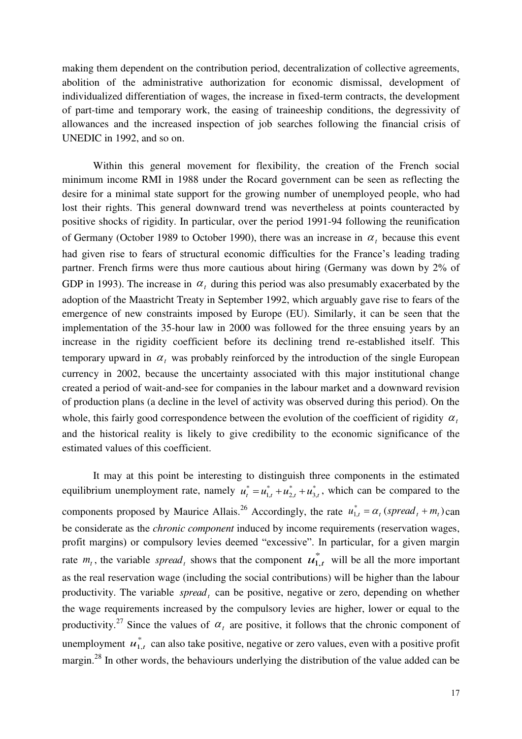making them dependent on the contribution period, decentralization of collective agreements, abolition of the administrative authorization for economic dismissal, development of individualized differentiation of wages, the increase in fixed-term contracts, the development of part-time and temporary work, the easing of traineeship conditions, the degressivity of allowances and the increased inspection of job searches following the financial crisis of UNEDIC in 1992, and so on.

Within this general movement for flexibility, the creation of the French social minimum income RMI in 1988 under the Rocard government can be seen as reflecting the desire for a minimal state support for the growing number of unemployed people, who had lost their rights. This general downward trend was nevertheless at points counteracted by positive shocks of rigidity. In particular, over the period 1991-94 following the reunification of Germany (October 1989 to October 1990), there was an increase in $\alpha_t$ because this event had given rise to fears of structural economic difficulties for the France's leading trading partner. French firms were thus more cautious about hiring (Germany was down by 2% of GDP in 1993). The increase in $\alpha_t$ during this period was also presumably exacerbated by the adoption of the Maastricht Treaty in September 1992, which arguably gave rise to fears of the emergence of new constraints imposed by Europe (EU). Similarly, it can be seen that the implementation of the 35-hour law in 2000 was followed for the three ensuing years by an increase in the rigidity coefficient before its declining trend re-established itself. This temporary upward in $\alpha_t$ was probably reinforced by the introduction of the single European currency in 2002, because the uncertainty associated with this major institutional change created a period of wait-and-see for companies in the labour market and a downward revision of production plans (a decline in the level of activity was observed during this period). On the whole, this fairly good correspondence between the evolution of the coefficient of rigidity $\alpha_t$ and the historical reality is likely to give credibility to the economic significance of the estimated values of this coefficient.

It may at this point be interesting to distinguish three components in the estimated equilibrium unemployment rate, namely $u_t^* = u_{1,t}^* + u_{2,t}^* + u_{3,t}^*$, which can be compared to the components proposed by Maurice Allais.[26] Accordingly, the rate $u_{1,t}^* = \alpha_t\,(spread_t + m_t)$ can be considerate as the *chronic component* induced by income requirements (reservation wages, profit margins) or compulsory levies deemed "excessive". In particular, for a given margin rate $m_t$, the variable $spread_t$ shows that the component $u_{1,t}^*$ will be all the more important as the real reservation wage (including the social contributions) will be higher than the labour productivity. The variable $spread_t$ can be positive, negative or zero, depending on whether the wage requirements increased by the compulsory levies are higher, lower or equal to the productivity.[27] Since the values of $\alpha_t$ are positive, it follows that the chronic component of unemployment $u_{1,t}^*$ can also take positive, negative or zero values, even with a positive profit margin.[28] In other words, the behaviours underlying the distribution of the value added can be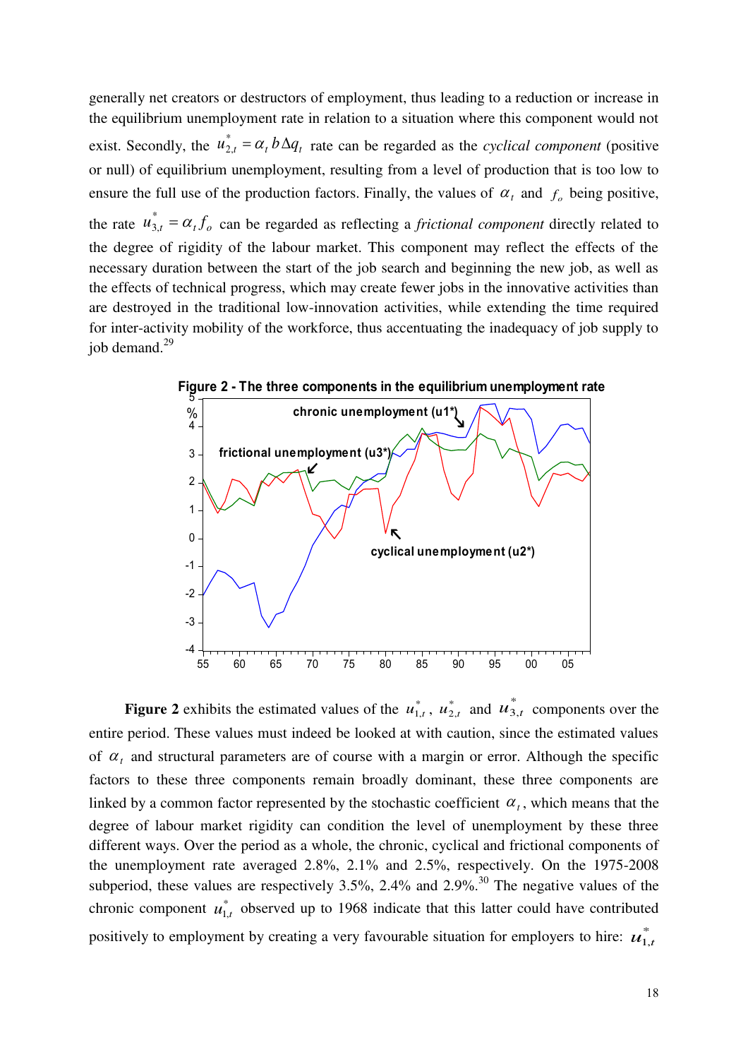generally net creators or destructors of employment, thus leading to a reduction or increase in the equilibrium unemployment rate in relation to a situation where this component would not exist. Secondly, the $u^*_{2,t} = \alpha_t \, b \Delta q_t$ rate can be regarded as the *cyclical component* (positive or null) of equilibrium unemployment, resulting from a level of production that is too low to ensure the full use of the production factors. Finally, the values of $\alpha_t$ and $f_o$ being positive, the rate $u^*_{3,t} = \alpha_t f_o$ can be regarded as reflecting a *frictional component* directly related to the degree of rigidity of the labour market. This component may reflect the effects of the necessary duration between the start of the job search and beginning the new job, as well as the effects of technical progress, which may create fewer jobs in the innovative activities than are destroyed in the traditional low-innovation activities, while extending the time required for inter-activity mobility of the workforce, thus accentuating the inadequacy of job supply to job demand.[29]

**Figure 2 - The three components in the equilibrium unemployment rate**

**Figure 2** exhibits the estimated values of the $u^*_{1,t}$, $u^*_{2,t}$ and $u^*_{3,t}$ components over the entire period. These values must indeed be looked at with caution, since the estimated values of $\alpha_t$ and structural parameters are of course with a margin or error. Although the specific factors to these three components remain broadly dominant, these three components are linked by a common factor represented by the stochastic coefficient $\alpha_t$, which means that the degree of labour market rigidity can condition the level of unemployment by these three different ways. Over the period as a whole, the chronic, cyclical and frictional components of the unemployment rate averaged 2.8%, 2.1% and 2.5%, respectively. On the 1975-2008 subperiod, these values are respectively 3.5%, 2.4% and 2.9%.[30] The negative values of the chronic component $u^*_{1,t}$ observed up to 1968 indicate that this latter could have contributed positively to employment by creating a very favourable situation for employers to hire: $u^*_{1,t}$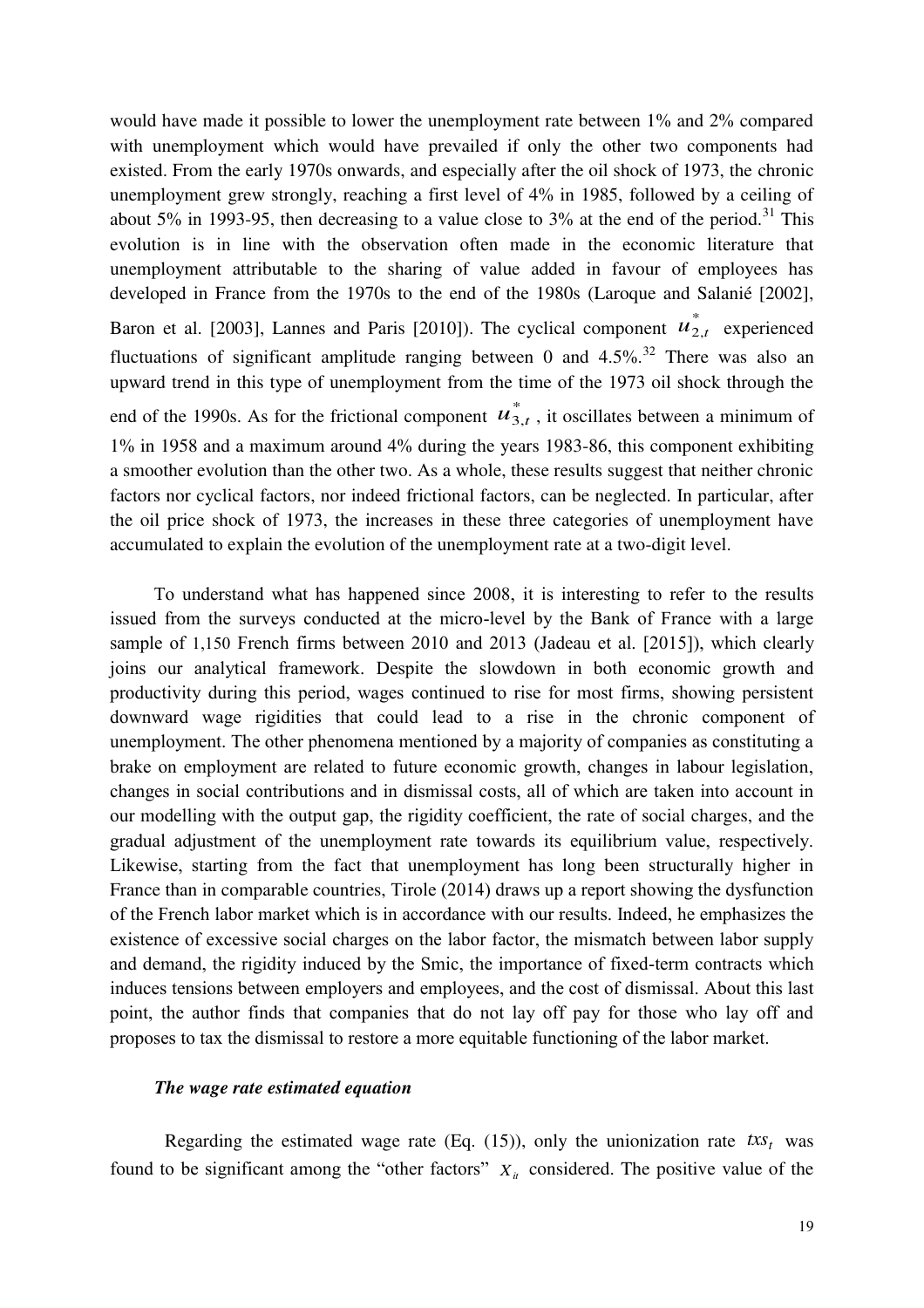would have made it possible to lower the unemployment rate between 1% and 2% compared with unemployment which would have prevailed if only the other two components had existed. From the early 1970s onwards, and especially after the oil shock of 1973, the chronic unemployment grew strongly, reaching a first level of 4% in 1985, followed by a ceiling of about 5% in 1993-95, then decreasing to a value close to 3% at the end of the period.[31] This evolution is in line with the observation often made in the economic literature that unemployment attributable to the sharing of value added in favour of employees has developed in France from the 1970s to the end of the 1980s (Laroque and Salanié [2002], Baron et al. [2003], Lannes and Paris [2010]). The cyclical component $u^*_{2,t}$ experienced fluctuations of significant amplitude ranging between 0 and 4.5%.[32] There was also an upward trend in this type of unemployment from the time of the 1973 oil shock through the end of the 1990s. As for the frictional component $u^*_{3,t}$, it oscillates between a minimum of 1% in 1958 and a maximum around 4% during the years 1983-86, this component exhibiting a smoother evolution than the other two. As a whole, these results suggest that neither chronic factors nor cyclical factors, nor indeed frictional factors, can be neglected. In particular, after the oil price shock of 1973, the increases in these three categories of unemployment have accumulated to explain the evolution of the unemployment rate at a two-digit level.

To understand what has happened since 2008, it is interesting to refer to the results issued from the surveys conducted at the micro-level by the Bank of France with a large sample of 1,150 French firms between 2010 and 2013 (Jadeau et al. [2015]), which clearly joins our analytical framework. Despite the slowdown in both economic growth and productivity during this period, wages continued to rise for most firms, showing persistent downward wage rigidities that could lead to a rise in the chronic component of unemployment. The other phenomena mentioned by a majority of companies as constituting a brake on employment are related to future economic growth, changes in labour legislation, changes in social contributions and in dismissal costs, all of which are taken into account in our modelling with the output gap, the rigidity coefficient, the rate of social charges, and the gradual adjustment of the unemployment rate towards its equilibrium value, respectively. Likewise, starting from the fact that unemployment has long been structurally higher in France than in comparable countries, Tirole (2014) draws up a report showing the dysfunction of the French labor market which is in accordance with our results. Indeed, he emphasizes the existence of excessive social charges on the labor factor, the mismatch between labor supply and demand, the rigidity induced by the Smic, the importance of fixed-term contracts which induces tensions between employers and employees, and the cost of dismissal. About this last point, the author finds that companies that do not lay off pay for those who lay off and proposes to tax the dismissal to restore a more equitable functioning of the labor market.

### *The wage rate estimated equation*

Regarding the estimated wage rate (Eq. (15)), only the unionization rate $txs_t$ was found to be significant among the "other factors" $X_{it}$ considered. The positive value of the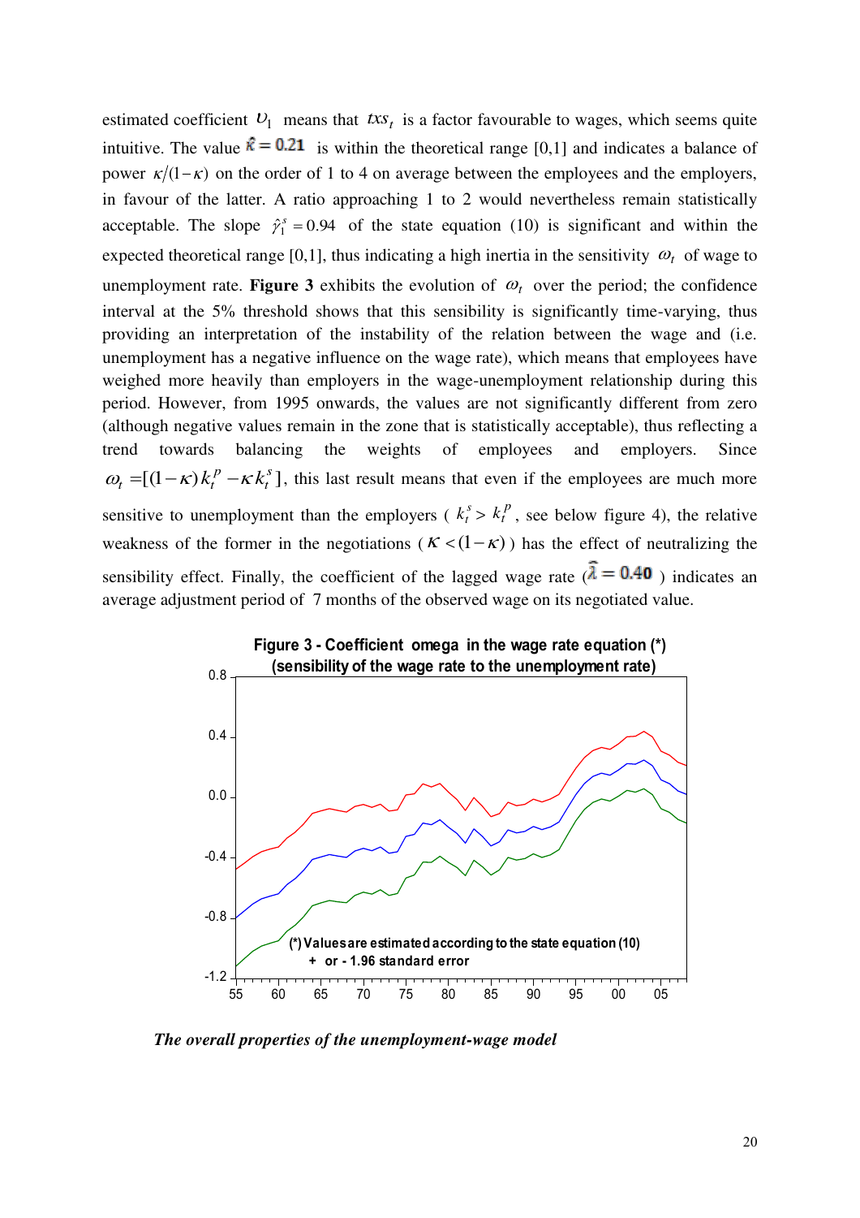estimated coefficient $\upsilon_1$ means that $txs_t$ is a factor favourable to wages, which seems quite intuitive. The value $\hat{\kappa} = 0.21$ is within the theoretical range [0,1] and indicates a balance of power $\kappa/(1-\kappa)$ on the order of 1 to 4 on average between the employees and the employers, in favour of the latter. A ratio approaching 1 to 2 would nevertheless remain statistically acceptable. The slope $\hat{\gamma}_1^s = 0.94$ of the state equation (10) is significant and within the expected theoretical range [0,1], thus indicating a high inertia in the sensitivity $\omega_t$ of wage to unemployment rate. **Figure 3** exhibits the evolution of $\omega_t$ over the period; the confidence interval at the 5% threshold shows that this sensibility is significantly time-varying, thus providing an interpretation of the instability of the relation between the wage and (i.e. unemployment has a negative influence on the wage rate), which means that employees have weighed more heavily than employers in the wage-unemployment relationship during this period. However, from 1995 onwards, the values are not significantly different from zero (although negative values remain in the zone that is statistically acceptable), thus reflecting a trend towards balancing the weights of employees and employers. Since $\omega_t = [(1-\kappa)k_t^p - \kappa k_t^s]$, this last result means that even if the employees are much more sensitive to unemployment than the employers ( $k_t^s > k_t^p$, see below figure 4), the relative weakness of the former in the negotiations ( $\kappa < (1-\kappa)$ ) has the effect of neutralizing the sensibility effect. Finally, the coefficient of the lagged wage rate ( $\hat{\lambda} = 0.40$ ) indicates an average adjustment period of 7 months of the observed wage on its negotiated value.

**Figure 3 - Coefficient omega in the wage rate equation (*)**
**(sensibility of the wage rate to the unemployment rate)**

(*) Values are estimated according to the state equation (10)
+ or - 1.96 standard error

### *The overall properties of the unemployment-wage model*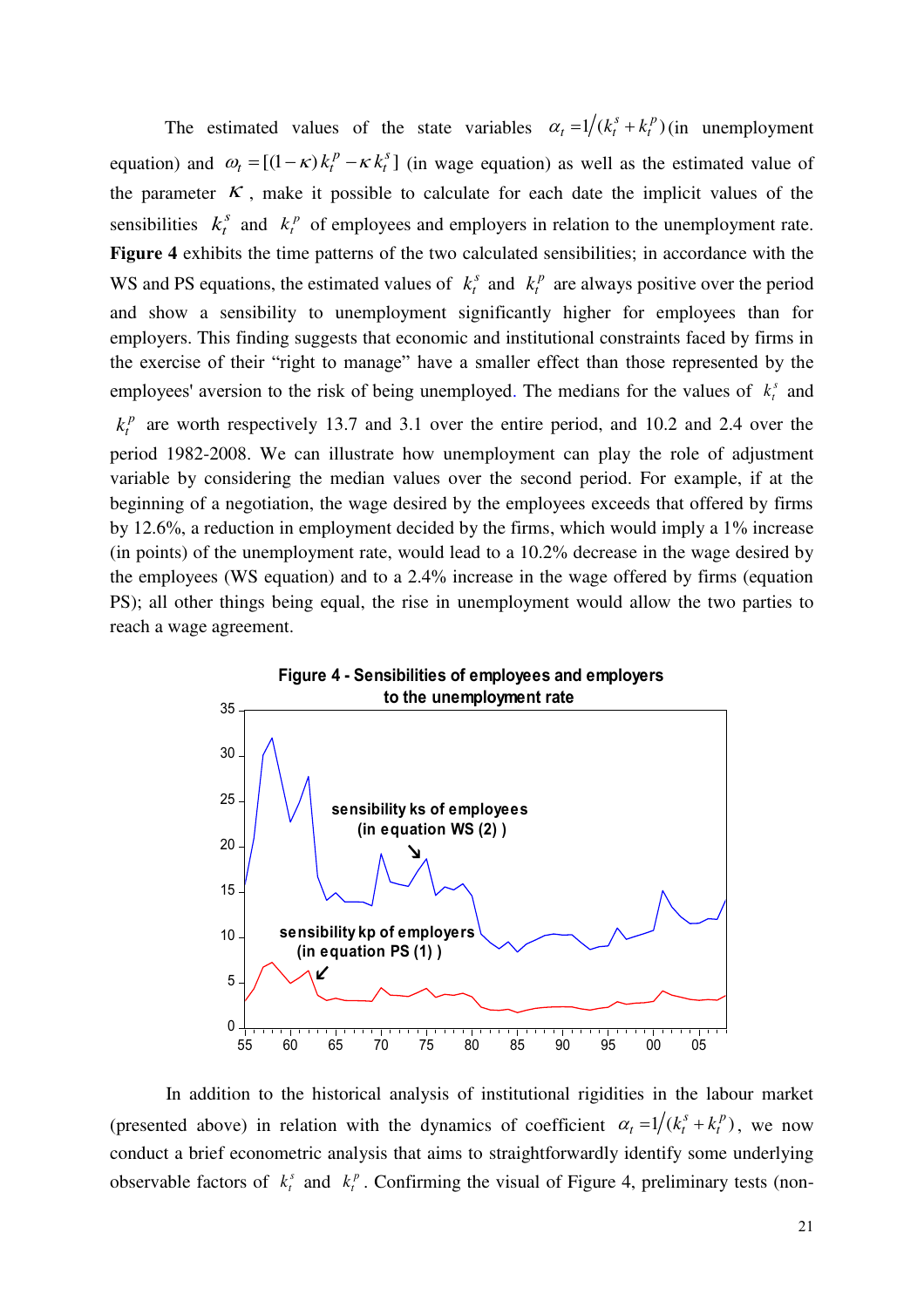The estimated values of the state variables $\alpha_t = 1/(k_t^s + k_t^p)$ (in unemployment equation) and $\omega_t = [(1-\kappa)\,k_t^p - \kappa\, k_t^s]$ (in wage equation) as well as the estimated value of the parameter $\kappa$, make it possible to calculate for each date the implicit values of the sensibilities $k_t^s$ and $k_t^p$ of employees and employers in relation to the unemployment rate. **Figure 4** exhibits the time patterns of the two calculated sensibilities; in accordance with the WS and PS equations, the estimated values of $k_t^s$ and $k_t^p$ are always positive over the period and show a sensibility to unemployment significantly higher for employees than for employers. This finding suggests that economic and institutional constraints faced by firms in the exercise of their "right to manage" have a smaller effect than those represented by the employees' aversion to the risk of being unemployed. The medians for the values of $k_t^s$ and $k_t^p$ are worth respectively 13.7 and 3.1 over the entire period, and 10.2 and 2.4 over the period 1982-2008. We can illustrate how unemployment can play the role of adjustment variable by considering the median values over the second period. For example, if at the beginning of a negotiation, the wage desired by the employees exceeds that offered by firms by 12.6%, a reduction in employment decided by the firms, which would imply a 1% increase (in points) of the unemployment rate, would lead to a 10.2% decrease in the wage desired by the employees (WS equation) and to a 2.4% increase in the wage offered by firms (equation PS); all other things being equal, the rise in unemployment would allow the two parties to reach a wage agreement.

**Figure 4 - Sensibilities of employees and employers to the unemployment rate**

In addition to the historical analysis of institutional rigidities in the labour market (presented above) in relation with the dynamics of coefficient $\alpha_t = 1/(k_t^s + k_t^p)$, we now conduct a brief econometric analysis that aims to straightforwardly identify some underlying observable factors of $k_t^s$ and $k_t^p$. Confirming the visual of Figure 4, preliminary tests (non-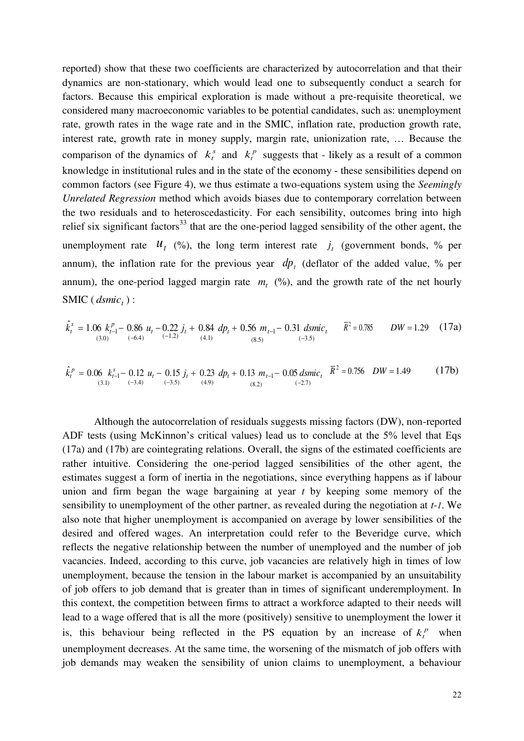reported) show that these two coefficients are characterized by autocorrelation and that their dynamics are non-stationary, which would lead one to subsequently conduct a search for factors. Because this empirical exploration is made without a pre-requisite theoretical, we considered many macroeconomic variables to be potential candidates, such as: unemployment rate, growth rates in the wage rate and in the SMIC, inflation rate, production growth rate, interest rate, growth rate in money supply, margin rate, unionization rate, … Because the comparison of the dynamics of $k_t^s$ and $k_t^p$ suggests that - likely as a result of a common knowledge in institutional rules and in the state of the economy - these sensibilities depend on common factors (see Figure 4), we thus estimate a two-equations system using the *Seemingly Unrelated Regression* method which avoids biases due to contemporary correlation between the two residuals and to heteroscedasticity. For each sensibility, outcomes bring into high relief six significant factors[33] that are the one-period lagged sensibility of the other agent, the unemployment rate $u_t$ (%), the long term interest rate $j_t$ (government bonds, % per annum), the inflation rate for the previous year $dp_t$ (deflator of the added value, % per annum), the one-period lagged margin rate $m_t$ (%), and the growth rate of the net hourly SMIC ( $dsmic_t$ ) :

$$\hat{k}_t^s = \underset{(3.0)}{1.06}\ k_{t-1}^p - \underset{(-6.4)}{0.86}\ u_t - \underset{(-1.2)}{0.22}\ j_t + \underset{(4.1)}{0.84}\ dp_t + \underset{(8.5)}{0.56}\ m_{t-1} - \underset{(-3.5)}{0.31}\ dsmic_t \qquad \bar{R}^2 = 0.785 \quad DW = 1.29 \tag{17a}$$

$$\hat{k}_t^p = \underset{(3.1)}{0.06}\ k_{t-1}^s - \underset{(-3.4)}{0.12}\ u_t - \underset{(-3.5)}{0.15}\ j_t + \underset{(4.9)}{0.23}\ dp_t + \underset{(8.2)}{0.13}\ m_{t-1} - \underset{(-2.7)}{0.05}\ dsmic_t \qquad \bar{R}^2 = 0.756 \quad DW = 1.49 \tag{17b}$$

Although the autocorrelation of residuals suggests missing factors (DW), non-reported ADF tests (using McKinnon's critical values) lead us to conclude at the 5% level that Eqs (17a) and (17b) are cointegrating relations. Overall, the signs of the estimated coefficients are rather intuitive. Considering the one-period lagged sensibilities of the other agent, the estimates suggest a form of inertia in the negotiations, since everything happens as if labour union and firm began the wage bargaining at year *t* by keeping some memory of the sensibility to unemployment of the other partner, as revealed during the negotiation at *t-1*. We also note that higher unemployment is accompanied on average by lower sensibilities of the desired and offered wages. An interpretation could refer to the Beveridge curve, which reflects the negative relationship between the number of unemployed and the number of job vacancies. Indeed, according to this curve, job vacancies are relatively high in times of low unemployment, because the tension in the labour market is accompanied by an unsuitability of job offers to job demand that is greater than in times of significant underemployment. In this context, the competition between firms to attract a workforce adapted to their needs will lead to a wage offered that is all the more (positively) sensitive to unemployment the lower it is, this behaviour being reflected in the PS equation by an increase of $k_t^p$ when unemployment decreases. At the same time, the worsening of the mismatch of job offers with job demands may weaken the sensibility of union claims to unemployment, a behaviour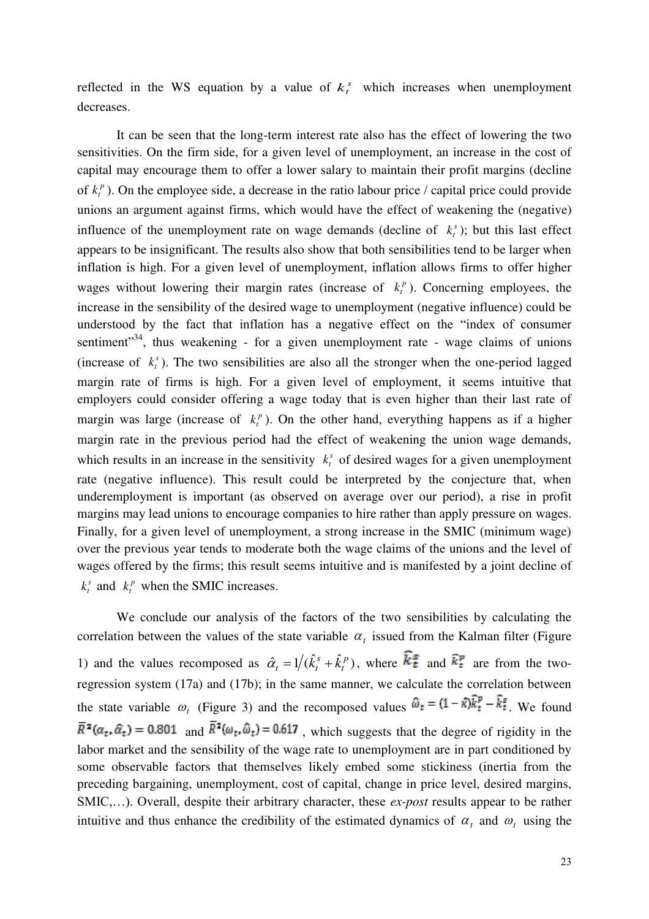reflected in the WS equation by a value of $k_t^s$ which increases when unemployment decreases.

It can be seen that the long-term interest rate also has the effect of lowering the two sensitivities. On the firm side, for a given level of unemployment, an increase in the cost of capital may encourage them to offer a lower salary to maintain their profit margins (decline of $k_t^p$). On the employee side, a decrease in the ratio labour price / capital price could provide unions an argument against firms, which would have the effect of weakening the (negative) influence of the unemployment rate on wage demands (decline of $k_t^s$); but this last effect appears to be insignificant. The results also show that both sensibilities tend to be larger when inflation is high. For a given level of unemployment, inflation allows firms to offer higher wages without lowering their margin rates (increase of $k_t^p$). Concerning employees, the increase in the sensibility of the desired wage to unemployment (negative influence) could be understood by the fact that inflation has a negative effect on the "index of consumer sentiment"[34], thus weakening - for a given unemployment rate - wage claims of unions (increase of $k_t^s$). The two sensibilities are also all the stronger when the one-period lagged margin rate of firms is high. For a given level of employment, it seems intuitive that employers could consider offering a wage today that is even higher than their last rate of margin was large (increase of $k_t^p$). On the other hand, everything happens as if a higher margin rate in the previous period had the effect of weakening the union wage demands, which results in an increase in the sensitivity $k_t^s$ of desired wages for a given unemployment rate (negative influence). This result could be interpreted by the conjecture that, when underemployment is important (as observed on average over our period), a rise in profit margins may lead unions to encourage companies to hire rather than apply pressure on wages. Finally, for a given level of unemployment, a strong increase in the SMIC (minimum wage) over the previous year tends to moderate both the wage claims of the unions and the level of wages offered by the firms; this result seems intuitive and is manifested by a joint decline of $k_t^s$ and $k_t^p$ when the SMIC increases.

We conclude our analysis of the factors of the two sensibilities by calculating the correlation between the values of the state variable $\alpha_t$ issued from the Kalman filter (Figure 1) and the values recomposed as $\hat{\alpha}_t = 1/(\hat{k}_t^s + \hat{k}_t^p)$, where $\hat{k}_t^s$ and $\hat{k}_t^p$ are from the two-regression system (17a) and (17b); in the same manner, we calculate the correlation between the state variable $\omega_t$ (Figure 3) and the recomposed values $\hat{\omega}_t = (1-\bar{\kappa})\hat{k}_t^p - \hat{k}_t^s$. We found $\bar{R}^2(\alpha_t, \hat{\alpha}_t) = 0.801$ and $\bar{R}^2(\omega_t, \hat{\omega}_t) = 0.617$, which suggests that the degree of rigidity in the labor market and the sensibility of the wage rate to unemployment are in part conditioned by some observable factors that themselves likely embed some stickiness (inertia from the preceding bargaining, unemployment, cost of capital, change in price level, desired margins, SMIC,…). Overall, despite their arbitrary character, these *ex-post* results appear to be rather intuitive and thus enhance the credibility of the estimated dynamics of $\alpha_t$ and $\omega_t$ using the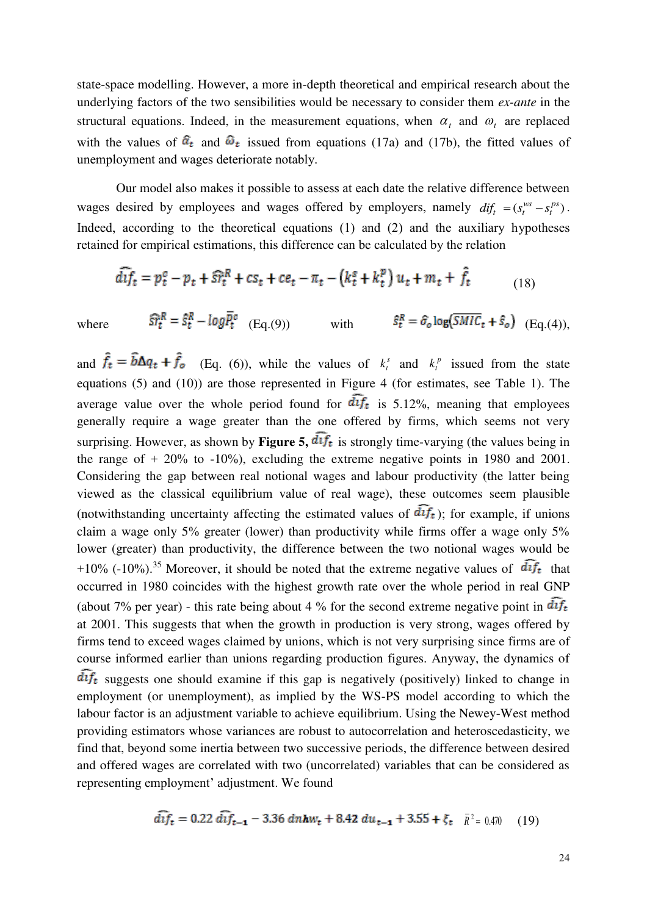state-space modelling. However, a more in-depth theoretical and empirical research about the underlying factors of the two sensibilities would be necessary to consider them *ex-ante* in the structural equations. Indeed, in the measurement equations, when $\alpha_t$ and $\omega_t$ are replaced with the values of $\widehat{\alpha}_t$ and $\widehat{\omega}_t$ issued from equations (17a) and (17b), the fitted values of unemployment and wages deteriorate notably.

Our model also makes it possible to assess at each date the relative difference between wages desired by employees and wages offered by employers, namely $dif_t = (s_t^{ws} - s_t^{ps})$. Indeed, according to the theoretical equations (1) and (2) and the auxiliary hypotheses retained for empirical estimations, this difference can be calculated by the relation

$$\widehat{dif}_t = p_t^c - p_t + \widehat{sr}_t^R + cs_t + ce_t - \pi_t - \left(k_t^s + k_t^p\right) u_t + m_t + \hat{f}_t \quad (18)$$

where $\widehat{sr}_t^R = \hat{s}_t^R - log\overline{P}_t^c$ (Eq.(9)) with $\hat{s}_t^R = \hat{\sigma}_o \log(\overline{SMIC}_t + \hat{s}_o)$ (Eq.(4)),

and $\hat{f}_t = \hat{b}\Delta q_t + \hat{f}_o$ (Eq. (6)), while the values of $k_t^s$ and $k_t^p$ issued from the state equations (5) and (10)) are those represented in Figure 4 (for estimates, see Table 1). The average value over the whole period found for $\widehat{dif}_t$ is 5.12%, meaning that employees generally require a wage greater than the one offered by firms, which seems not very surprising. However, as shown by **Figure 5,** $\widehat{dif}_t$ is strongly time-varying (the values being in the range of + 20% to -10%), excluding the extreme negative points in 1980 and 2001. Considering the gap between real notional wages and labour productivity (the latter being viewed as the classical equilibrium value of real wage), these outcomes seem plausible (notwithstanding uncertainty affecting the estimated values of $\widehat{dif}_t$); for example, if unions claim a wage only 5% greater (lower) than productivity while firms offer a wage only 5% lower (greater) than productivity, the difference between the two notional wages would be +10% (-10%).[35] Moreover, it should be noted that the extreme negative values of $\widehat{dif}_t$ that occurred in 1980 coincides with the highest growth rate over the whole period in real GNP (about 7% per year) - this rate being about 4 % for the second extreme negative point in $\widehat{dif}_t$ at 2001. This suggests that when the growth in production is very strong, wages offered by firms tend to exceed wages claimed by unions, which is not very surprising since firms are of course informed earlier than unions regarding production figures. Anyway, the dynamics of $\widehat{dif}_t$ suggests one should examine if this gap is negatively (positively) linked to change in employment (or unemployment), as implied by the WS-PS model according to which the labour factor is an adjustment variable to achieve equilibrium. Using the Newey-West method providing estimators whose variances are robust to autocorrelation and heteroscedasticity, we find that, beyond some inertia between two successive periods, the difference between desired and offered wages are correlated with two (uncorrelated) variables that can be considered as representing employment' adjustment. We found

$$\widehat{dif}_t = 0.22\,\widehat{dif}_{t-1} - 3.36\,dnhw_t + 8.42\,du_{t-1} + 3.55 + \xi_t \quad \bar{R}^2 = 0.470 \quad (19)$$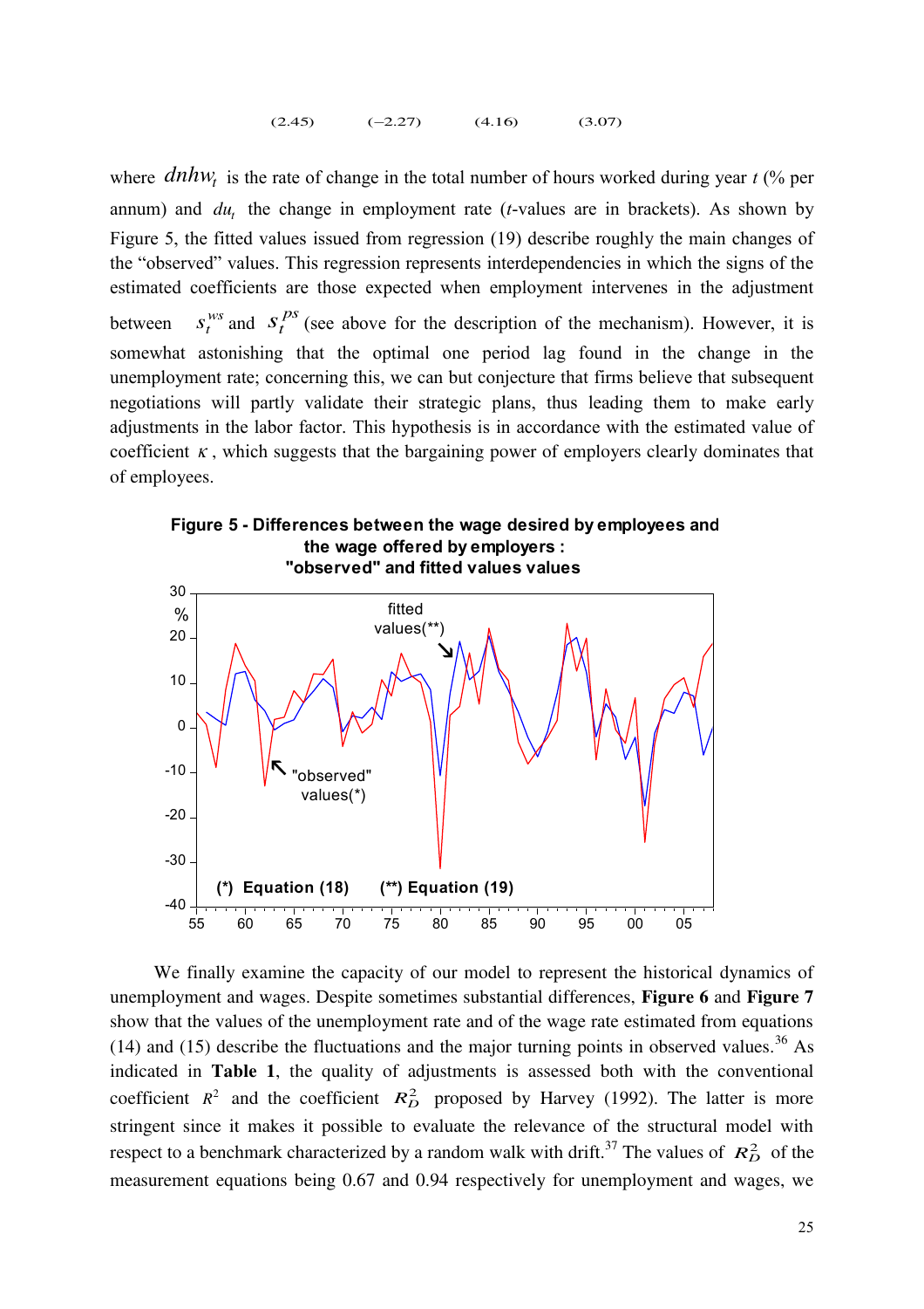(2.45) (−2.27) (4.16) (3.07)

where $dnhw_t$ is the rate of change in the total number of hours worked during year *t* (% per annum) and $du_t$ the change in employment rate (*t*-values are in brackets). As shown by Figure 5, the fitted values issued from regression (19) describe roughly the main changes of the "observed" values. This regression represents interdependencies in which the signs of the estimated coefficients are those expected when employment intervenes in the adjustment between $s_t^{ws}$ and $s_t^{ps}$ (see above for the description of the mechanism). However, it is somewhat astonishing that the optimal one period lag found in the change in the unemployment rate; concerning this, we can but conjecture that firms believe that subsequent negotiations will partly validate their strategic plans, thus leading them to make early adjustments in the labor factor. This hypothesis is in accordance with the estimated value of coefficient $\kappa$, which suggests that the bargaining power of employers clearly dominates that of employees.

**Figure 5 - Differences between the wage desired by employees and the wage offered by employers : "observed" and fitted values values**

We finally examine the capacity of our model to represent the historical dynamics of unemployment and wages. Despite sometimes substantial differences, **Figure 6** and **Figure 7** show that the values of the unemployment rate and of the wage rate estimated from equations (14) and (15) describe the fluctuations and the major turning points in observed values.[36] As indicated in **Table 1**, the quality of adjustments is assessed both with the conventional coefficient $R^2$ and the coefficient $R_D^2$ proposed by Harvey (1992). The latter is more stringent since it makes it possible to evaluate the relevance of the structural model with respect to a benchmark characterized by a random walk with drift.[37] The values of $R_D^2$ of the measurement equations being 0.67 and 0.94 respectively for unemployment and wages, we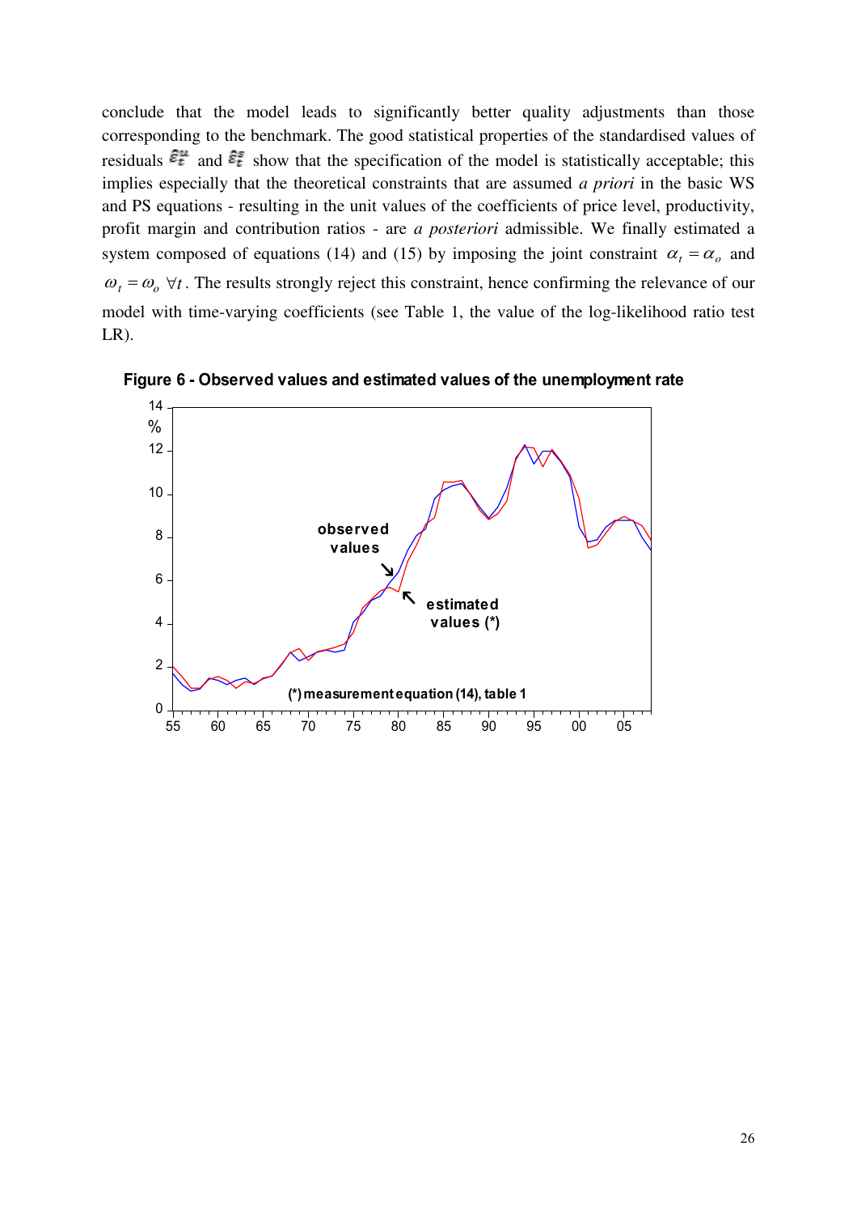conclude that the model leads to significantly better quality adjustments than those corresponding to the benchmark. The good statistical properties of the standardised values of residuals $\tilde{\varepsilon}_t^u$ and $\tilde{\varepsilon}_t^s$ show that the specification of the model is statistically acceptable; this implies especially that the theoretical constraints that are assumed *a priori* in the basic WS and PS equations - resulting in the unit values of the coefficients of price level, productivity, profit margin and contribution ratios - are *a posteriori* admissible. We finally estimated a system composed of equations (14) and (15) by imposing the joint constraint $\alpha_t = \alpha_o$ and $\omega_t = \omega_o \; \forall t$. The results strongly reject this constraint, hence confirming the relevance of our model with time-varying coefficients (see Table 1, the value of the log-likelihood ratio test LR).

**Figure 6 - Observed values and estimated values of the unemployment rate**

(*) measurement equation (14), table 1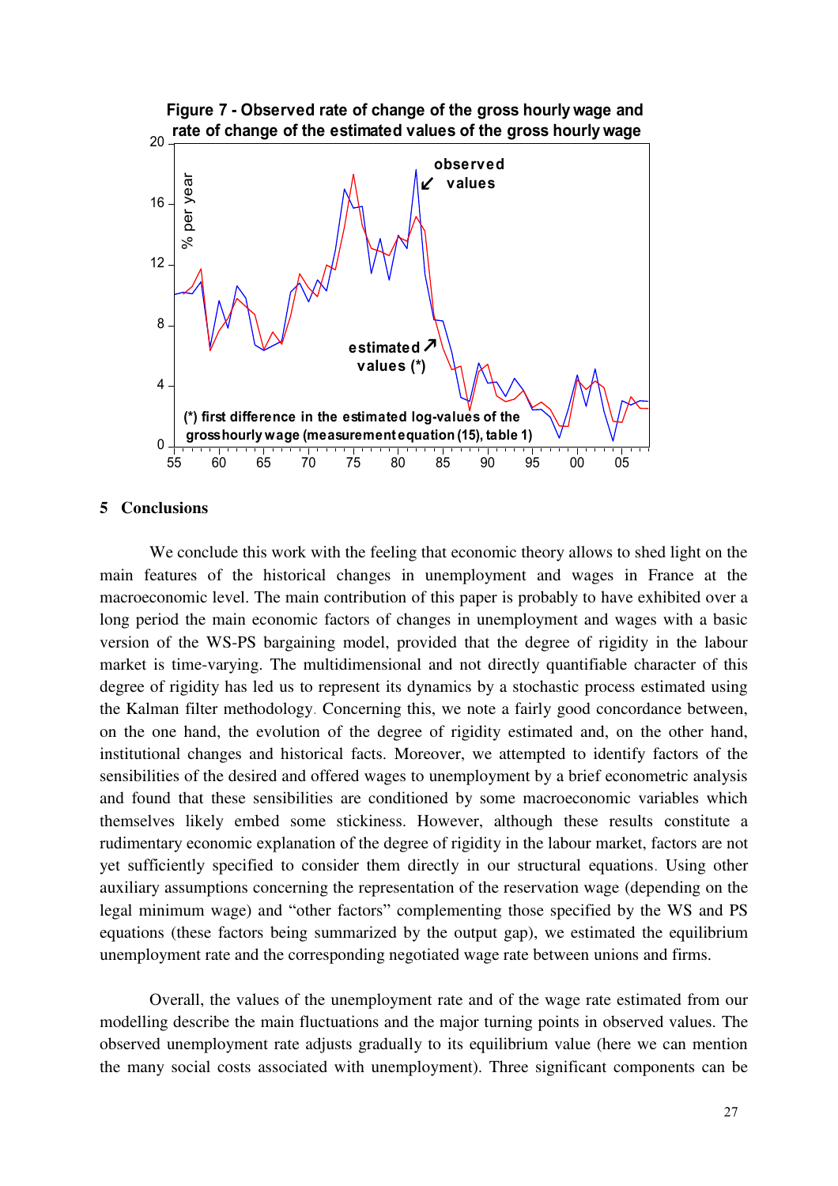Figure 7 - Observed rate of change of the gross hourly wage and rate of change of the estimated values of the gross hourly wage

(*) first difference in the estimated log-values of the gross hourly wage (measurement equation (15), table 1)

## 5 Conclusions

We conclude this work with the feeling that economic theory allows to shed light on the main features of the historical changes in unemployment and wages in France at the macroeconomic level. The main contribution of this paper is probably to have exhibited over a long period the main economic factors of changes in unemployment and wages with a basic version of the WS-PS bargaining model, provided that the degree of rigidity in the labour market is time-varying. The multidimensional and not directly quantifiable character of this degree of rigidity has led us to represent its dynamics by a stochastic process estimated using the Kalman filter methodology. Concerning this, we note a fairly good concordance between, on the one hand, the evolution of the degree of rigidity estimated and, on the other hand, institutional changes and historical facts. Moreover, we attempted to identify factors of the sensibilities of the desired and offered wages to unemployment by a brief econometric analysis and found that these sensibilities are conditioned by some macroeconomic variables which themselves likely embed some stickiness. However, although these results constitute a rudimentary economic explanation of the degree of rigidity in the labour market, factors are not yet sufficiently specified to consider them directly in our structural equations. Using other auxiliary assumptions concerning the representation of the reservation wage (depending on the legal minimum wage) and "other factors" complementing those specified by the WS and PS equations (these factors being summarized by the output gap), we estimated the equilibrium unemployment rate and the corresponding negotiated wage rate between unions and firms.

Overall, the values of the unemployment rate and of the wage rate estimated from our modelling describe the main fluctuations and the major turning points in observed values. The observed unemployment rate adjusts gradually to its equilibrium value (here we can mention the many social costs associated with unemployment). Three significant components can be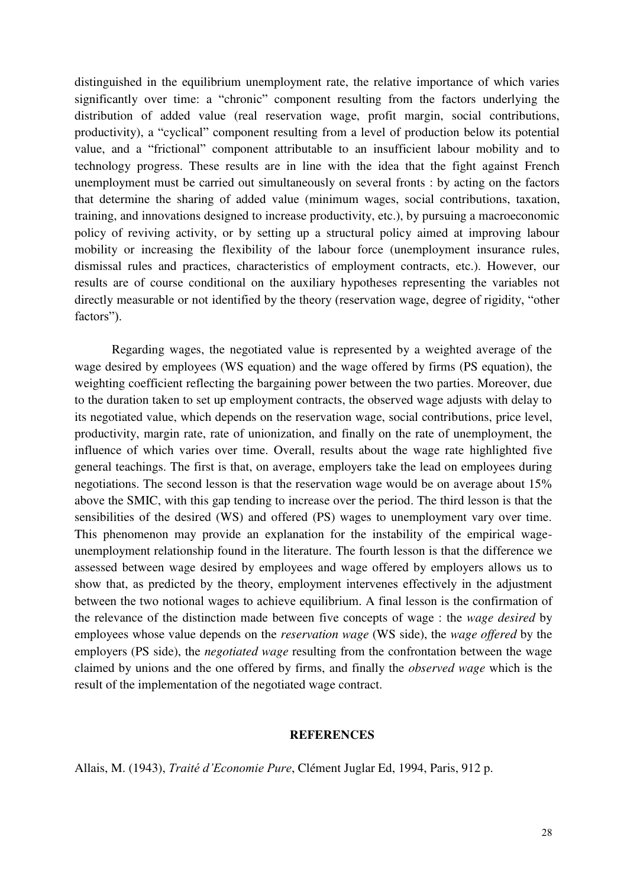distinguished in the equilibrium unemployment rate, the relative importance of which varies significantly over time: a "chronic" component resulting from the factors underlying the distribution of added value (real reservation wage, profit margin, social contributions, productivity), a "cyclical" component resulting from a level of production below its potential value, and a "frictional" component attributable to an insufficient labour mobility and to technology progress. These results are in line with the idea that the fight against French unemployment must be carried out simultaneously on several fronts : by acting on the factors that determine the sharing of added value (minimum wages, social contributions, taxation, training, and innovations designed to increase productivity, etc.), by pursuing a macroeconomic policy of reviving activity, or by setting up a structural policy aimed at improving labour mobility or increasing the flexibility of the labour force (unemployment insurance rules, dismissal rules and practices, characteristics of employment contracts, etc.). However, our results are of course conditional on the auxiliary hypotheses representing the variables not directly measurable or not identified by the theory (reservation wage, degree of rigidity, "other factors").

Regarding wages, the negotiated value is represented by a weighted average of the wage desired by employees (WS equation) and the wage offered by firms (PS equation), the weighting coefficient reflecting the bargaining power between the two parties. Moreover, due to the duration taken to set up employment contracts, the observed wage adjusts with delay to its negotiated value, which depends on the reservation wage, social contributions, price level, productivity, margin rate, rate of unionization, and finally on the rate of unemployment, the influence of which varies over time. Overall, results about the wage rate highlighted five general teachings. The first is that, on average, employers take the lead on employees during negotiations. The second lesson is that the reservation wage would be on average about 15% above the SMIC, with this gap tending to increase over the period. The third lesson is that the sensibilities of the desired (WS) and offered (PS) wages to unemployment vary over time. This phenomenon may provide an explanation for the instability of the empirical wage-unemployment relationship found in the literature. The fourth lesson is that the difference we assessed between wage desired by employees and wage offered by employers allows us to show that, as predicted by the theory, employment intervenes effectively in the adjustment between the two notional wages to achieve equilibrium. A final lesson is the confirmation of the relevance of the distinction made between five concepts of wage : the *wage desired* by employees whose value depends on the *reservation wage* (WS side), the *wage offered* by the employers (PS side), the *negotiated wage* resulting from the confrontation between the wage claimed by unions and the one offered by firms, and finally the *observed wage* which is the result of the implementation of the negotiated wage contract.

## REFERENCES

Allais, M. (1943), *Traité d'Economie Pure*, Clément Juglar Ed, 1994, Paris, 912 p.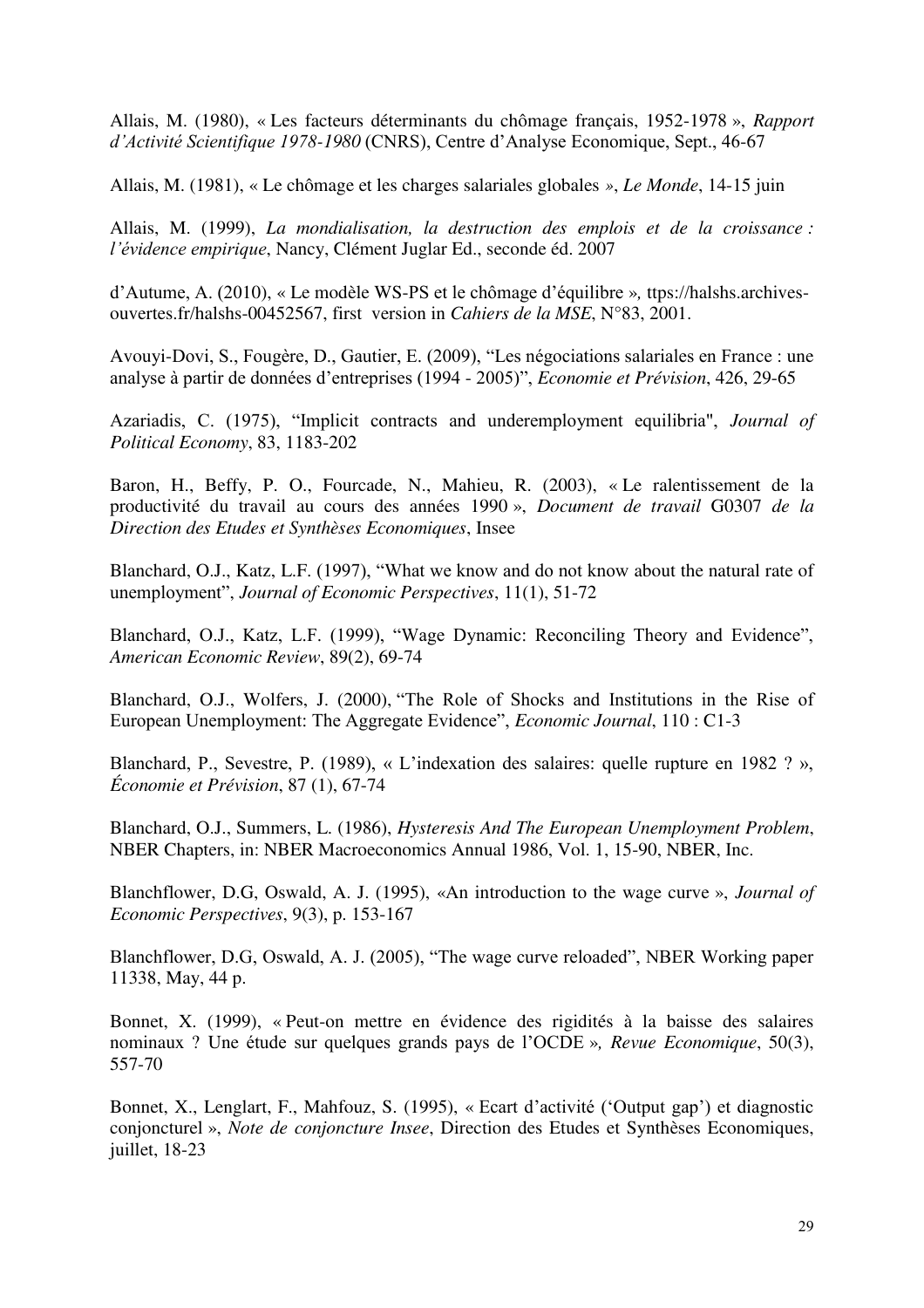Allais, M. (1980), « Les facteurs déterminants du chômage français, 1952-1978 », *Rapport d'Activité Scientifique 1978-1980* (CNRS), Centre d'Analyse Economique, Sept., 46-67

Allais, M. (1981), « Le chômage et les charges salariales globales », *Le Monde*, 14-15 juin

Allais, M. (1999), *La mondialisation, la destruction des emplois et de la croissance : l'évidence empirique*, Nancy, Clément Juglar Ed., seconde éd. 2007

d'Autume, A. (2010), « Le modèle WS-PS et le chômage d'équilibre », ttps://halshs.archives-ouvertes.fr/halshs-00452567, first version in *Cahiers de la MSE*, N°83, 2001.

Avouyi-Dovi, S., Fougère, D., Gautier, E. (2009), "Les négociations salariales en France : une analyse à partir de données d'entreprises (1994 - 2005)", *Economie et Prévision*, 426, 29-65

Azariadis, C. (1975), "Implicit contracts and underemployment equilibria", *Journal of Political Economy*, 83, 1183-202

Baron, H., Beffy, P. O., Fourcade, N., Mahieu, R. (2003), « Le ralentissement de la productivité du travail au cours des années 1990 », *Document de travail* G0307 *de la Direction des Etudes et Synthèses Economiques*, Insee

Blanchard, O.J., Katz, L.F. (1997), "What we know and do not know about the natural rate of unemployment", *Journal of Economic Perspectives*, 11(1), 51-72

Blanchard, O.J., Katz, L.F. (1999), "Wage Dynamic: Reconciling Theory and Evidence", *American Economic Review*, 89(2), 69-74

Blanchard, O.J., Wolfers, J. (2000), "The Role of Shocks and Institutions in the Rise of European Unemployment: The Aggregate Evidence", *Economic Journal*, 110 : C1-3

Blanchard, P., Sevestre, P. (1989), « L'indexation des salaires: quelle rupture en 1982 ? », *Économie et Prévision*, 87 (1), 67-74

Blanchard, O.J., Summers, L. (1986), *Hysteresis And The European Unemployment Problem*, NBER Chapters, in: NBER Macroeconomics Annual 1986, Vol. 1, 15-90, NBER, Inc.

Blanchflower, D.G, Oswald, A. J. (1995), «An introduction to the wage curve », *Journal of Economic Perspectives*, 9(3), p. 153-167

Blanchflower, D.G, Oswald, A. J. (2005), "The wage curve reloaded", NBER Working paper 11338, May, 44 p.

Bonnet, X. (1999), « Peut-on mettre en évidence des rigidités à la baisse des salaires nominaux ? Une étude sur quelques grands pays de l'OCDE », *Revue Economique*, 50(3), 557-70

Bonnet, X., Lenglart, F., Mahfouz, S. (1995), « Ecart d'activité ('Output gap') et diagnostic conjoncturel », *Note de conjoncture Insee*, Direction des Etudes et Synthèses Economiques, juillet, 18-23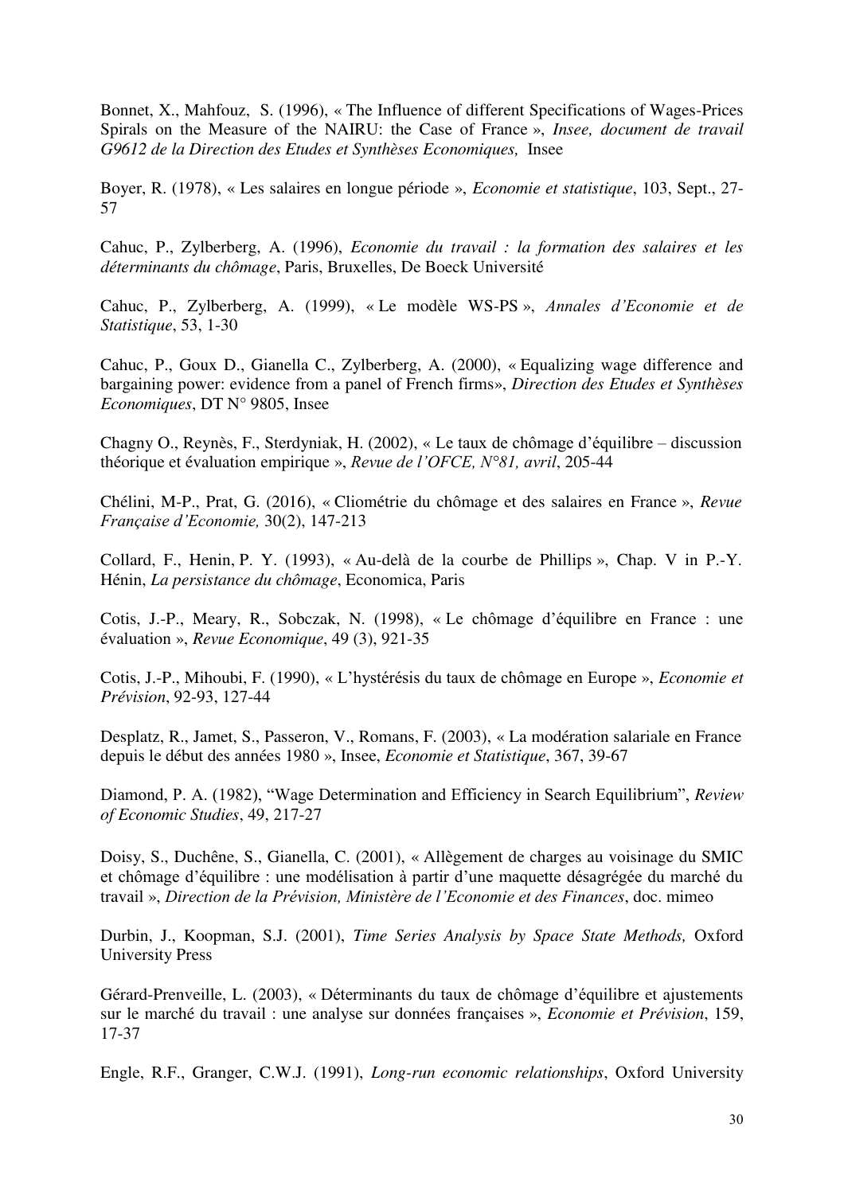Bonnet, X., Mahfouz, S. (1996), « The Influence of different Specifications of Wages-Prices Spirals on the Measure of the NAIRU: the Case of France », *Insee, document de travail G9612 de la Direction des Etudes et Synthèses Economiques,* Insee

Boyer, R. (1978), « Les salaires en longue période », *Economie et statistique*, 103, Sept., 27-57

Cahuc, P., Zylberberg, A. (1996), *Economie du travail : la formation des salaires et les déterminants du chômage*, Paris, Bruxelles, De Boeck Université

Cahuc, P., Zylberberg, A. (1999), « Le modèle WS-PS », *Annales d'Economie et de Statistique*, 53, 1-30

Cahuc, P., Goux D., Gianella C., Zylberberg, A. (2000), « Equalizing wage difference and bargaining power: evidence from a panel of French firms», *Direction des Etudes et Synthèses Economiques*, DT N° 9805, Insee

Chagny O., Reynès, F., Sterdyniak, H. (2002), « Le taux de chômage d'équilibre – discussion théorique et évaluation empirique », *Revue de l'OFCE, N°81, avril*, 205-44

Chélini, M-P., Prat, G. (2016), « Cliométrie du chômage et des salaires en France », *Revue Française d'Economie,* 30(2), 147-213

Collard, F., Henin, P. Y. (1993), « Au-delà de la courbe de Phillips », Chap. V in P.-Y. Hénin, *La persistance du chômage*, Economica, Paris

Cotis, J.-P., Meary, R., Sobczak, N. (1998), « Le chômage d'équilibre en France : une évaluation », *Revue Economique*, 49 (3), 921-35

Cotis, J.-P., Mihoubi, F. (1990), « L'hystérésis du taux de chômage en Europe », *Economie et Prévision*, 92-93, 127-44

Desplatz, R., Jamet, S., Passeron, V., Romans, F. (2003), « La modération salariale en France depuis le début des années 1980 », Insee, *Economie et Statistique*, 367, 39-67

Diamond, P. A. (1982), "Wage Determination and Efficiency in Search Equilibrium", *Review of Economic Studies*, 49, 217-27

Doisy, S., Duchêne, S., Gianella, C. (2001), « Allègement de charges au voisinage du SMIC et chômage d'équilibre : une modélisation à partir d'une maquette désagrégée du marché du travail », *Direction de la Prévision, Ministère de l'Economie et des Finances*, doc. mimeo

Durbin, J., Koopman, S.J. (2001), *Time Series Analysis by Space State Methods,* Oxford University Press

Gérard-Prenveille, L. (2003), « Déterminants du taux de chômage d'équilibre et ajustements sur le marché du travail : une analyse sur données françaises », *Economie et Prévision*, 159, 17-37

Engle, R.F., Granger, C.W.J. (1991), *Long-run economic relationships*, Oxford University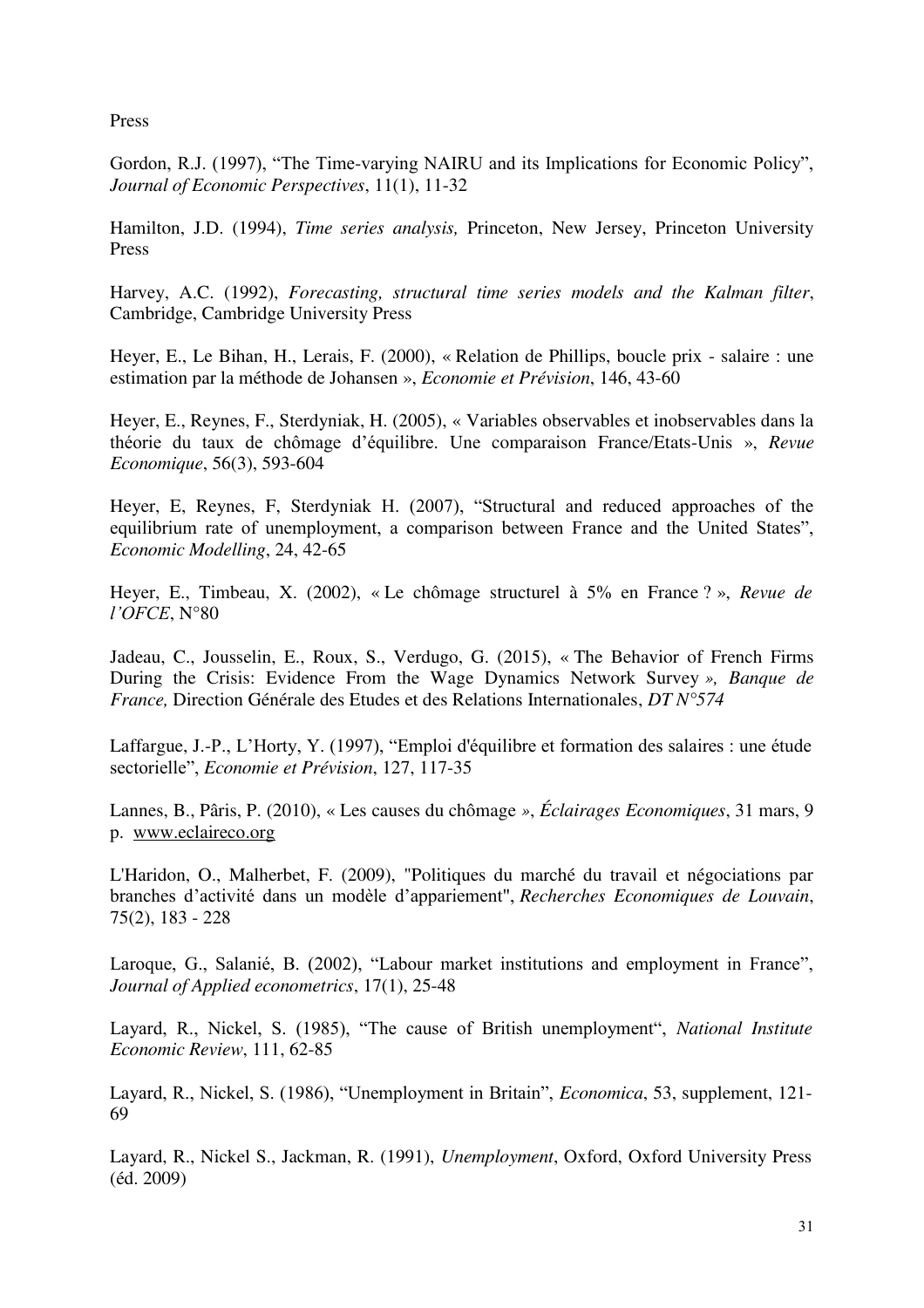Press

Gordon, R.J. (1997), “The Time-varying NAIRU and its Implications for Economic Policy”, *Journal of Economic Perspectives*, 11(1), 11-32

Hamilton, J.D. (1994), *Time series analysis,* Princeton, New Jersey, Princeton University Press

Harvey, A.C. (1992), *Forecasting, structural time series models and the Kalman filter*, Cambridge, Cambridge University Press

Heyer, E., Le Bihan, H., Lerais, F. (2000), « Relation de Phillips, boucle prix - salaire : une estimation par la méthode de Johansen », *Economie et Prévision*, 146, 43-60

Heyer, E., Reynes, F., Sterdyniak, H. (2005), « Variables observables et inobservables dans la théorie du taux de chômage d’équilibre. Une comparaison France/Etats-Unis », *Revue Economique*, 56(3), 593-604

Heyer, E, Reynes, F, Sterdyniak H. (2007), “Structural and reduced approaches of the equilibrium rate of unemployment, a comparison between France and the United States”, *Economic Modelling*, 24, 42-65

Heyer, E., Timbeau, X. (2002), « Le chômage structurel à 5% en France ? », *Revue de l’OFCE*, N°80

Jadeau, C., Jousselin, E., Roux, S., Verdugo, G. (2015), « The Behavior of French Firms During the Crisis: Evidence From the Wage Dynamics Network Survey *», Banque de France,* Direction Générale des Etudes et des Relations Internationales, *DT N°574*

Laffargue, J.-P., L’Horty, Y. (1997), “Emploi d'équilibre et formation des salaires : une étude sectorielle”, *Economie et Prévision*, 127, 117-35

Lannes, B., Pâris, P. (2010), « Les causes du chômage *»*, *Éclairages Economiques*, 31 mars, 9 p. www.eclaireco.org

L'Haridon, O., Malherbet, F. (2009), "Politiques du marché du travail et négociations par branches d’activité dans un modèle d’appariement", *Recherches Economiques de Louvain*, 75(2), 183 - 228

Laroque, G., Salanié, B. (2002), “Labour market institutions and employment in France”, *Journal of Applied econometrics*, 17(1), 25-48

Layard, R., Nickel, S. (1985), “The cause of British unemployment“, *National Institute Economic Review*, 111, 62-85

Layard, R., Nickel, S. (1986), “Unemployment in Britain”, *Economica*, 53, supplement, 121-69

Layard, R., Nickel S., Jackman, R. (1991), *Unemployment*, Oxford, Oxford University Press (éd. 2009)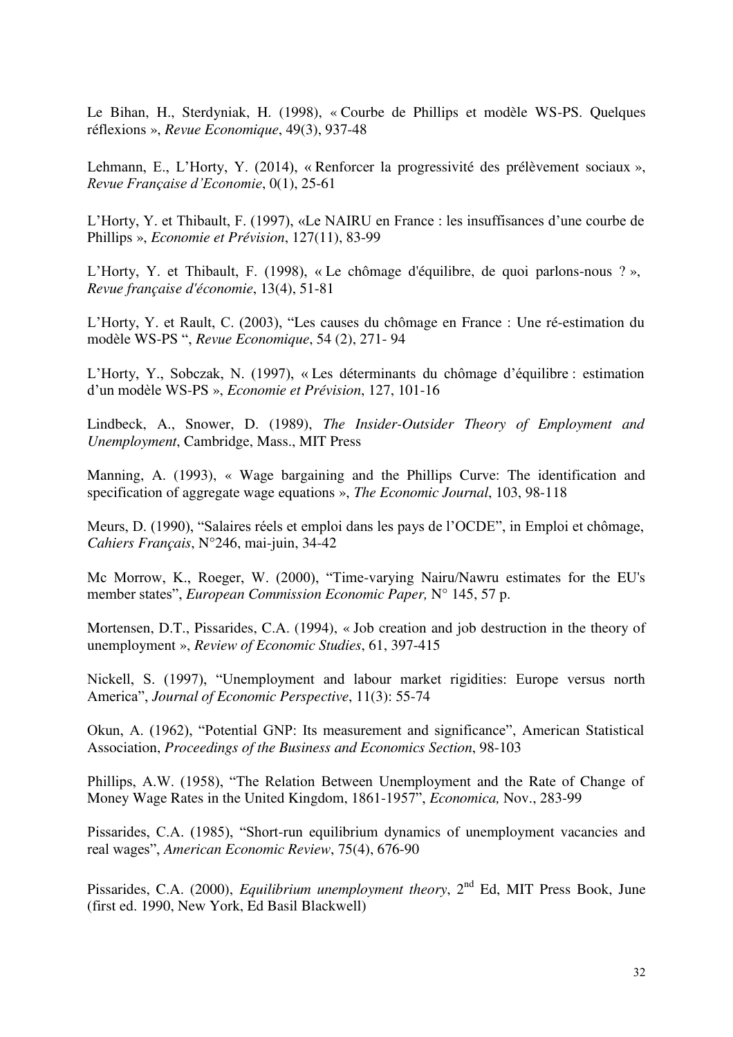Le Bihan, H., Sterdyniak, H. (1998), « Courbe de Phillips et modèle WS-PS. Quelques réflexions », *Revue Economique*, 49(3), 937-48

Lehmann, E., L'Horty, Y. (2014), « Renforcer la progressivité des prélèvement sociaux », *Revue Française d'Economie*, 0(1), 25-61

L'Horty, Y. et Thibault, F. (1997), «Le NAIRU en France : les insuffisances d'une courbe de Phillips », *Economie et Prévision*, 127(11), 83-99

L'Horty, Y. et Thibault, F. (1998), « Le chômage d'équilibre, de quoi parlons-nous ? », *Revue française d'économie*, 13(4), 51-81

L'Horty, Y. et Rault, C. (2003), "Les causes du chômage en France : Une ré-estimation du modèle WS-PS ", *Revue Economique*, 54 (2), 271- 94

L'Horty, Y., Sobczak, N. (1997), « Les déterminants du chômage d'équilibre : estimation d'un modèle WS-PS », *Economie et Prévision*, 127, 101-16

Lindbeck, A., Snower, D. (1989), *The Insider-Outsider Theory of Employment and Unemployment*, Cambridge, Mass., MIT Press

Manning, A. (1993), « Wage bargaining and the Phillips Curve: The identification and specification of aggregate wage equations », *The Economic Journal*, 103, 98-118

Meurs, D. (1990), "Salaires réels et emploi dans les pays de l'OCDE", in Emploi et chômage, *Cahiers Français*, N°246, mai-juin, 34-42

Mc Morrow, K., Roeger, W. (2000), "Time-varying Nairu/Nawru estimates for the EU's member states", *European Commission Economic Paper,* N° 145, 57 p.

Mortensen, D.T., Pissarides, C.A. (1994), « Job creation and job destruction in the theory of unemployment », *Review of Economic Studies*, 61, 397-415

Nickell, S. (1997), "Unemployment and labour market rigidities: Europe versus north America", *Journal of Economic Perspective*, 11(3): 55-74

Okun, A. (1962), "Potential GNP: Its measurement and significance", American Statistical Association, *Proceedings of the Business and Economics Section*, 98-103

Phillips, A.W. (1958), "The Relation Between Unemployment and the Rate of Change of Money Wage Rates in the United Kingdom, 1861-1957", *Economica,* Nov., 283-99

Pissarides, C.A. (1985), "Short-run equilibrium dynamics of unemployment vacancies and real wages", *American Economic Review*, 75(4), 676-90

Pissarides, C.A. (2000), *Equilibrium unemployment theory*, 2nd Ed, MIT Press Book, June (first ed. 1990, New York, Ed Basil Blackwell)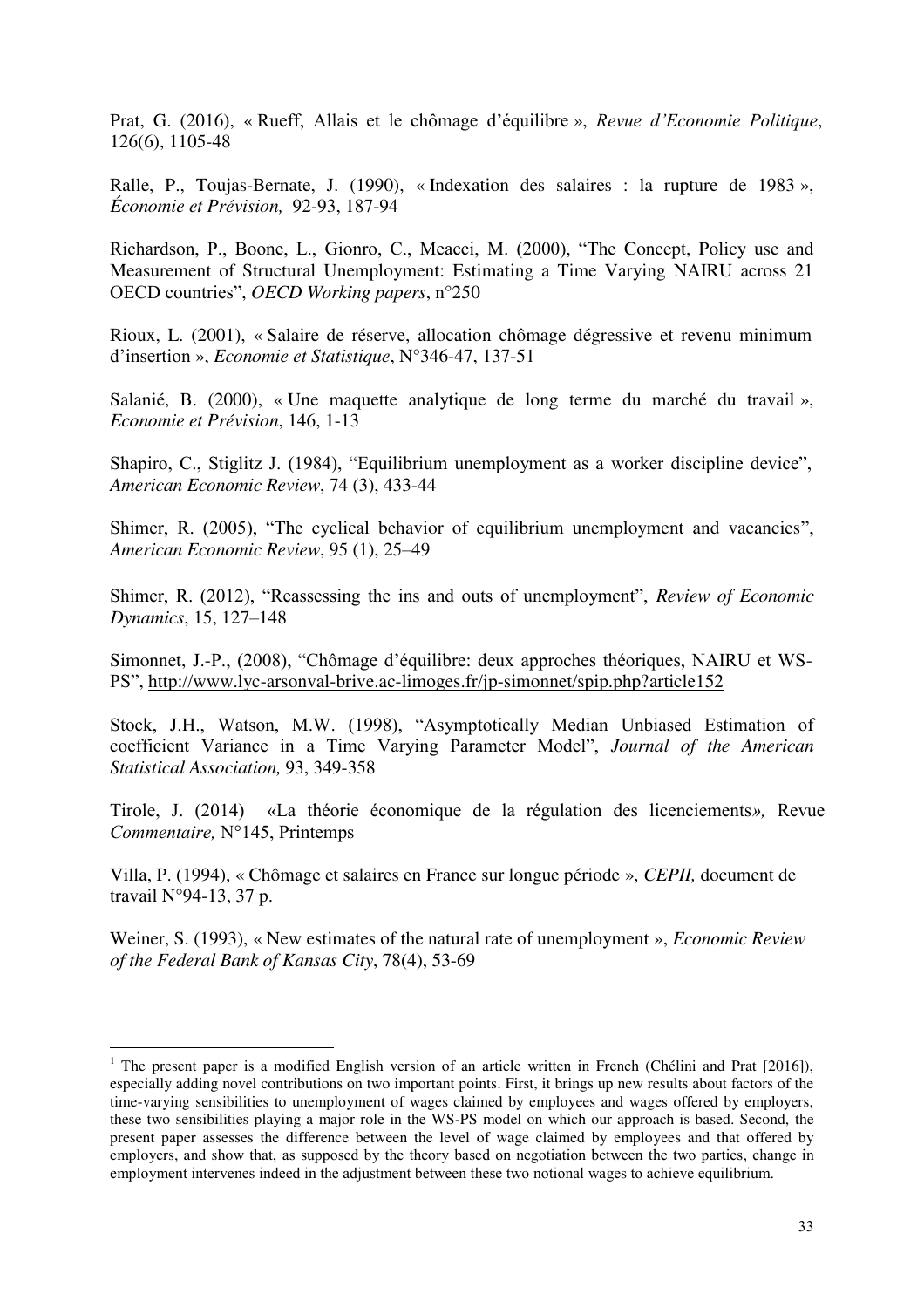Prat, G. (2016), « Rueff, Allais et le chômage d'équilibre », *Revue d'Economie Politique*, 126(6), 1105-48

Ralle, P., Toujas-Bernate, J. (1990), « Indexation des salaires : la rupture de 1983 », *Économie et Prévision,* 92-93, 187-94

Richardson, P., Boone, L., Gionro, C., Meacci, M. (2000), "The Concept, Policy use and Measurement of Structural Unemployment: Estimating a Time Varying NAIRU across 21 OECD countries", *OECD Working papers*, n°250

Rioux, L. (2001), « Salaire de réserve, allocation chômage dégressive et revenu minimum d'insertion », *Economie et Statistique*, N°346-47, 137-51

Salanié, B. (2000), « Une maquette analytique de long terme du marché du travail », *Economie et Prévision*, 146, 1-13

Shapiro, C., Stiglitz J. (1984), "Equilibrium unemployment as a worker discipline device", *American Economic Review*, 74 (3), 433-44

Shimer, R. (2005), "The cyclical behavior of equilibrium unemployment and vacancies", *American Economic Review*, 95 (1), 25–49

Shimer, R. (2012), "Reassessing the ins and outs of unemployment", *Review of Economic Dynamics*, 15, 127–148

Simonnet, J.-P., (2008), "Chômage d'équilibre: deux approches théoriques, NAIRU et WS-PS", http://www.lyc-arsonval-brive.ac-limoges.fr/jp-simonnet/spip.php?article152

Stock, J.H., Watson, M.W. (1998), "Asymptotically Median Unbiased Estimation of coefficient Variance in a Time Varying Parameter Model", *Journal of the American Statistical Association,* 93, 349-358

Tirole, J. (2014) «La théorie économique de la régulation des licenciements*»,* Revue *Commentaire,* N°145, Printemps

Villa, P. (1994), « Chômage et salaires en France sur longue période », *CEPII,* document de travail N°94-13, 37 p.

Weiner, S. (1993), « New estimates of the natural rate of unemployment », *Economic Review of the Federal Bank of Kansas City*, 78(4), 53-69

---

[1] The present paper is a modified English version of an article written in French (Chélini and Prat [2016]), especially adding novel contributions on two important points. First, it brings up new results about factors of the time-varying sensibilities to unemployment of wages claimed by employees and wages offered by employers, these two sensibilities playing a major role in the WS-PS model on which our approach is based. Second, the present paper assesses the difference between the level of wage claimed by employees and that offered by employers, and show that, as supposed by the theory based on negotiation between the two parties, change in employment intervenes indeed in the adjustment between these two notional wages to achieve equilibrium.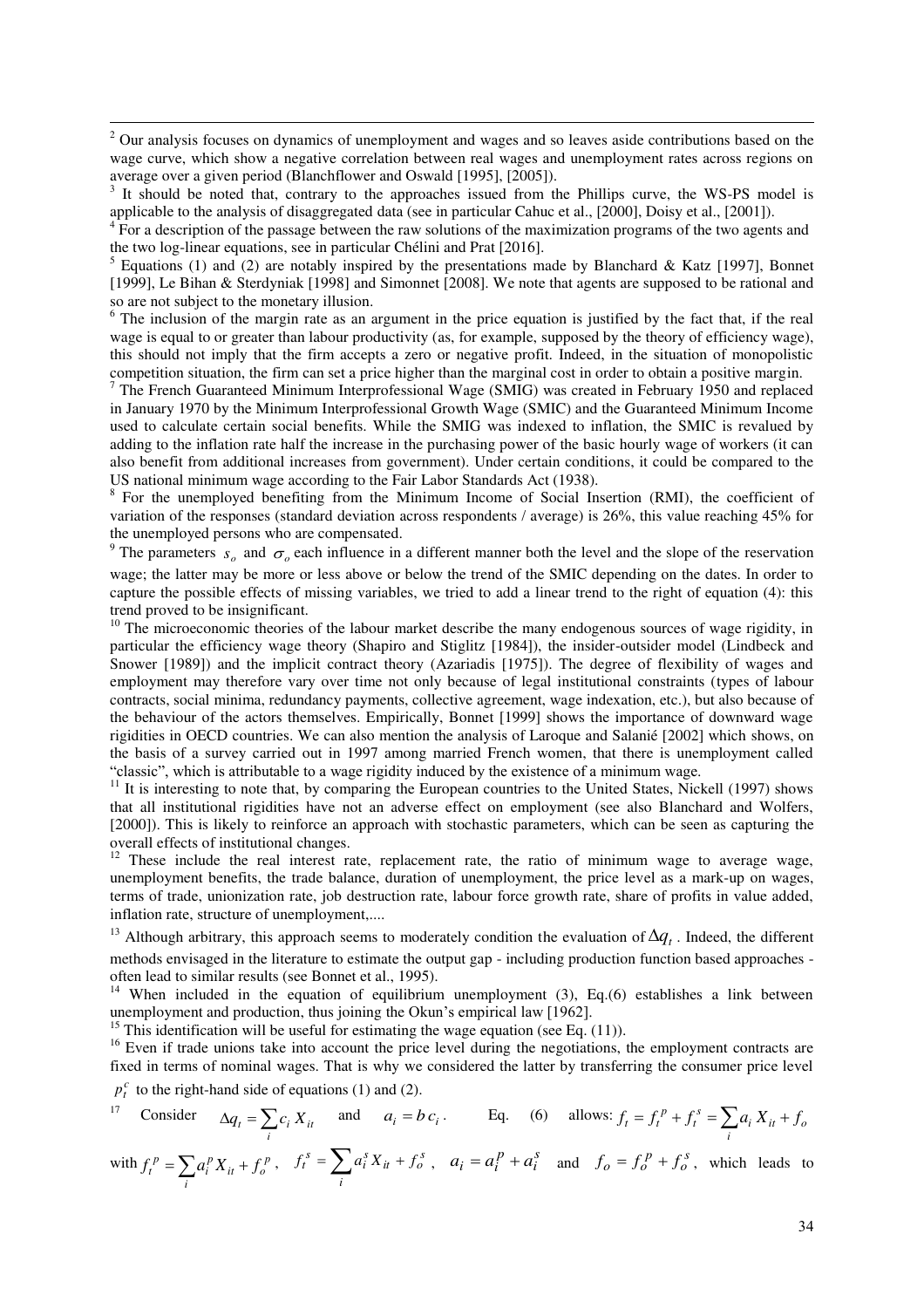[2] Our analysis focuses on dynamics of unemployment and wages and so leaves aside contributions based on the wage curve, which show a negative correlation between real wages and unemployment rates across regions on average over a given period (Blanchflower and Oswald [1995], [2005]).

[3] It should be noted that, contrary to the approaches issued from the Phillips curve, the WS-PS model is applicable to the analysis of disaggregated data (see in particular Cahuc et al., [2000], Doisy et al., [2001]).

[4] For a description of the passage between the raw solutions of the maximization programs of the two agents and the two log-linear equations, see in particular Chélini and Prat [2016].

[5] Equations (1) and (2) are notably inspired by the presentations made by Blanchard & Katz [1997], Bonnet [1999], Le Bihan & Sterdyniak [1998] and Simonnet [2008]. We note that agents are supposed to be rational and so are not subject to the monetary illusion.

[6] The inclusion of the margin rate as an argument in the price equation is justified by the fact that, if the real wage is equal to or greater than labour productivity (as, for example, supposed by the theory of efficiency wage), this should not imply that the firm accepts a zero or negative profit. Indeed, in the situation of monopolistic competition situation, the firm can set a price higher than the marginal cost in order to obtain a positive margin.

[7] The French Guaranteed Minimum Interprofessional Wage (SMIG) was created in February 1950 and replaced in January 1970 by the Minimum Interprofessional Growth Wage (SMIC) and the Guaranteed Minimum Income used to calculate certain social benefits. While the SMIG was indexed to inflation, the SMIC is revalued by adding to the inflation rate half the increase in the purchasing power of the basic hourly wage of workers (it can also benefit from additional increases from government). Under certain conditions, it could be compared to the US national minimum wage according to the Fair Labor Standards Act (1938).

[8] For the unemployed benefiting from the Minimum Income of Social Insertion (RMI), the coefficient of variation of the responses (standard deviation across respondents / average) is 26%, this value reaching 45% for the unemployed persons who are compensated.

[9] The parameters $s_o$ and $\sigma_o$ each influence in a different manner both the level and the slope of the reservation wage; the latter may be more or less above or below the trend of the SMIC depending on the dates. In order to capture the possible effects of missing variables, we tried to add a linear trend to the right of equation (4): this trend proved to be insignificant.

[10] The microeconomic theories of the labour market describe the many endogenous sources of wage rigidity, in particular the efficiency wage theory (Shapiro and Stiglitz [1984]), the insider-outsider model (Lindbeck and Snower [1989]) and the implicit contract theory (Azariadis [1975]). The degree of flexibility of wages and employment may therefore vary over time not only because of legal institutional constraints (types of labour contracts, social minima, redundancy payments, collective agreement, wage indexation, etc.), but also because of the behaviour of the actors themselves. Empirically, Bonnet [1999] shows the importance of downward wage rigidities in OECD countries. We can also mention the analysis of Laroque and Salanié [2002] which shows, on the basis of a survey carried out in 1997 among married French women, that there is unemployment called "classic", which is attributable to a wage rigidity induced by the existence of a minimum wage.

[11] It is interesting to note that, by comparing the European countries to the United States, Nickell (1997) shows that all institutional rigidities have not an adverse effect on employment (see also Blanchard and Wolfers, [2000]). This is likely to reinforce an approach with stochastic parameters, which can be seen as capturing the overall effects of institutional changes.

[12] These include the real interest rate, replacement rate, the ratio of minimum wage to average wage, unemployment benefits, the trade balance, duration of unemployment, the price level as a mark-up on wages, terms of trade, unionization rate, job destruction rate, labour force growth rate, share of profits in value added, inflation rate, structure of unemployment,....

[13] Although arbitrary, this approach seems to moderately condition the evaluation of $\Delta q_t$. Indeed, the different methods envisaged in the literature to estimate the output gap - including production function based approaches - often lead to similar results (see Bonnet et al., 1995).

[14] When included in the equation of equilibrium unemployment (3), Eq.(6) establishes a link between unemployment and production, thus joining the Okun's empirical law [1962].

[15] This identification will be useful for estimating the wage equation (see Eq. (11)).

[16] Even if trade unions take into account the price level during the negotiations, the employment contracts are fixed in terms of nominal wages. That is why we considered the latter by transferring the consumer price level $p_t^c$ to the right-hand side of equations (1) and (2).

[17] Consider $\Delta q_t = \sum_i c_i X_{it}$ and $a_i = b\, c_i$. Eq. (6) allows: $f_t = f_t^p + f_t^s = \sum_i a_i X_{it} + f_o$ with $f_t^p = \sum_i a_i^p X_{it} + f_o^p$, $f_t^s = \sum_i a_i^s X_{it} + f_o^s$, $a_i = a_i^p + a_i^s$ and $f_o = f_o^p + f_o^s$, which leads to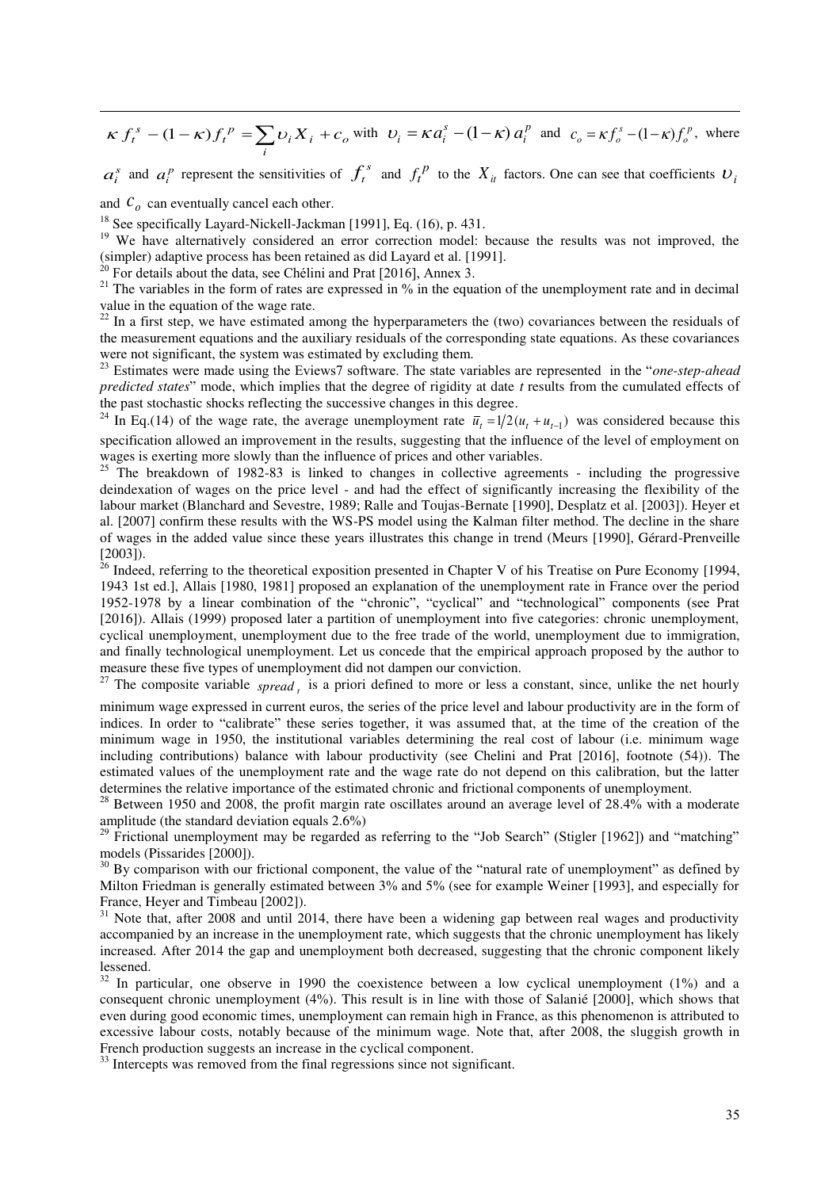$\kappa f_t^s - (1-\kappa) f_t^p = \sum_i \upsilon_i X_i + c_o$ with $\upsilon_i = \kappa a_i^s - (1-\kappa)\, a_i^p$ and $c_o = \kappa f_o^s - (1-\kappa) f_o^p$, where $a_i^s$ and $a_i^p$ represent the sensitivities of $f_t^s$ and $f_t^p$ to the $X_{it}$ factors. One can see that coefficients $\upsilon_i$ and $c_o$ can eventually cancel each other.

[18] See specifically Layard-Nickell-Jackman [1991], Eq. (16), p. 431.

[19] We have alternatively considered an error correction model: because the results was not improved, the (simpler) adaptive process has been retained as did Layard et al. [1991].

[20] For details about the data, see Chélini and Prat [2016], Annex 3.

[21] The variables in the form of rates are expressed in % in the equation of the unemployment rate and in decimal value in the equation of the wage rate.

[22] In a first step, we have estimated among the hyperparameters the (two) covariances between the residuals of the measurement equations and the auxiliary residuals of the corresponding state equations. As these covariances were not significant, the system was estimated by excluding them.

[23] Estimates were made using the Eviews7 software. The state variables are represented in the "*one-step-ahead predicted states*" mode, which implies that the degree of rigidity at date *t* results from the cumulated effects of the past stochastic shocks reflecting the successive changes in this degree.

[24] In Eq.(14) of the wage rate, the average unemployment rate $\bar{u}_t = 1/2(u_t + u_{t-1})$ was considered because this specification allowed an improvement in the results, suggesting that the influence of the level of employment on wages is exerting more slowly than the influence of prices and other variables.

[25] The breakdown of 1982-83 is linked to changes in collective agreements - including the progressive deindexation of wages on the price level - and had the effect of significantly increasing the flexibility of the labour market (Blanchard and Sevestre, 1989; Ralle and Toujas-Bernate [1990], Desplatz et al. [2003]). Heyer et al. [2007] confirm these results with the WS-PS model using the Kalman filter method. The decline in the share of wages in the added value since these years illustrates this change in trend (Meurs [1990], Gérard-Prenveille [2003]).

[26] Indeed, referring to the theoretical exposition presented in Chapter V of his Treatise on Pure Economy [1994, 1943 1st ed.], Allais [1980, 1981] proposed an explanation of the unemployment rate in France over the period 1952-1978 by a linear combination of the "chronic", "cyclical" and "technological" components (see Prat [2016]). Allais (1999) proposed later a partition of unemployment into five categories: chronic unemployment, cyclical unemployment, unemployment due to the free trade of the world, unemployment due to immigration, and finally technological unemployment. Let us concede that the empirical approach proposed by the author to measure these five types of unemployment did not dampen our conviction.

[27] The composite variable $spread_t$ is a priori defined to more or less a constant, since, unlike the net hourly minimum wage expressed in current euros, the series of the price level and labour productivity are in the form of indices. In order to "calibrate" these series together, it was assumed that, at the time of the creation of the minimum wage in 1950, the institutional variables determining the real cost of labour (i.e. minimum wage including contributions) balance with labour productivity (see Chelini and Prat [2016], footnote (54)). The estimated values of the unemployment rate and the wage rate do not depend on this calibration, but the latter determines the relative importance of the estimated chronic and frictional components of unemployment.

[28] Between 1950 and 2008, the profit margin rate oscillates around an average level of 28.4% with a moderate amplitude (the standard deviation equals 2.6%)

[29] Frictional unemployment may be regarded as referring to the "Job Search" (Stigler [1962]) and "matching" models (Pissarides [2000]).

[30] By comparison with our frictional component, the value of the "natural rate of unemployment" as defined by Milton Friedman is generally estimated between 3% and 5% (see for example Weiner [1993], and especially for France, Heyer and Timbeau [2002]).

[31] Note that, after 2008 and until 2014, there have been a widening gap between real wages and productivity accompanied by an increase in the unemployment rate, which suggests that the chronic unemployment has likely increased. After 2014 the gap and unemployment both decreased, suggesting that the chronic component likely lessened.

[32] In particular, one observe in 1990 the coexistence between a low cyclical unemployment (1%) and a consequent chronic unemployment (4%). This result is in line with those of Salanié [2000], which shows that even during good economic times, unemployment can remain high in France, as this phenomenon is attributed to excessive labour costs, notably because of the minimum wage. Note that, after 2008, the sluggish growth in French production suggests an increase in the cyclical component.

[33] Intercepts was removed from the final regressions since not significant.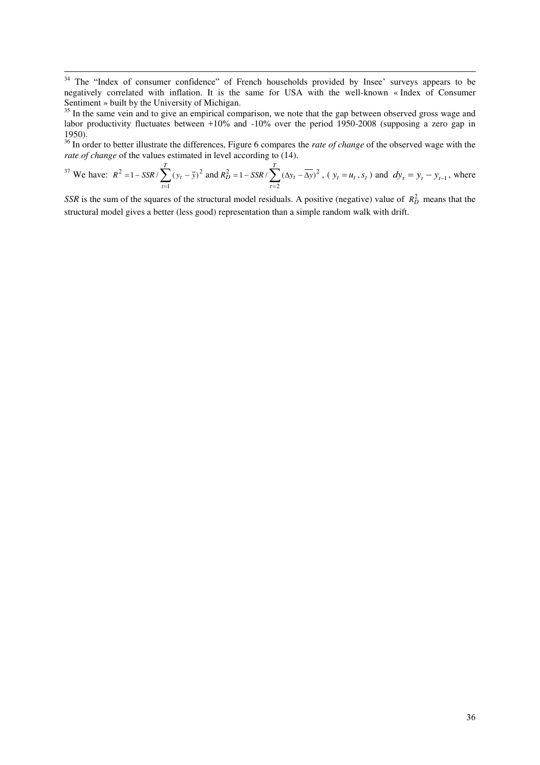[34] The "Index of consumer confidence" of French households provided by Insee' surveys appears to be negatively correlated with inflation. It is the same for USA with the well-known « Index of Consumer Sentiment » built by the University of Michigan.

[35] In the same vein and to give an empirical comparison, we note that the gap between observed gross wage and labor productivity fluctuates between +10% and -10% over the period 1950-2008 (supposing a zero gap in 1950).

[36] In order to better illustrate the differences, Figure 6 compares the *rate of change* of the observed wage with the *rate of change* of the values estimated in level according to (14).

[37] We have: $R^2 = 1 - SSR / \sum_{t=1}^{T} (y_t - \bar{y})^2$ and $R_D^2 = 1 - SSR / \sum_{t=2}^{T} (\Delta y_t - \overline{\Delta y})^2$, ( $y_t = u_t, s_t$ ) and $dy_t = y_t - y_{t-1}$, where *SSR* is the sum of the squares of the structural model residuals. A positive (negative) value of $R_D^2$ means that the structural model gives a better (less good) representation than a simple random walk with drift.